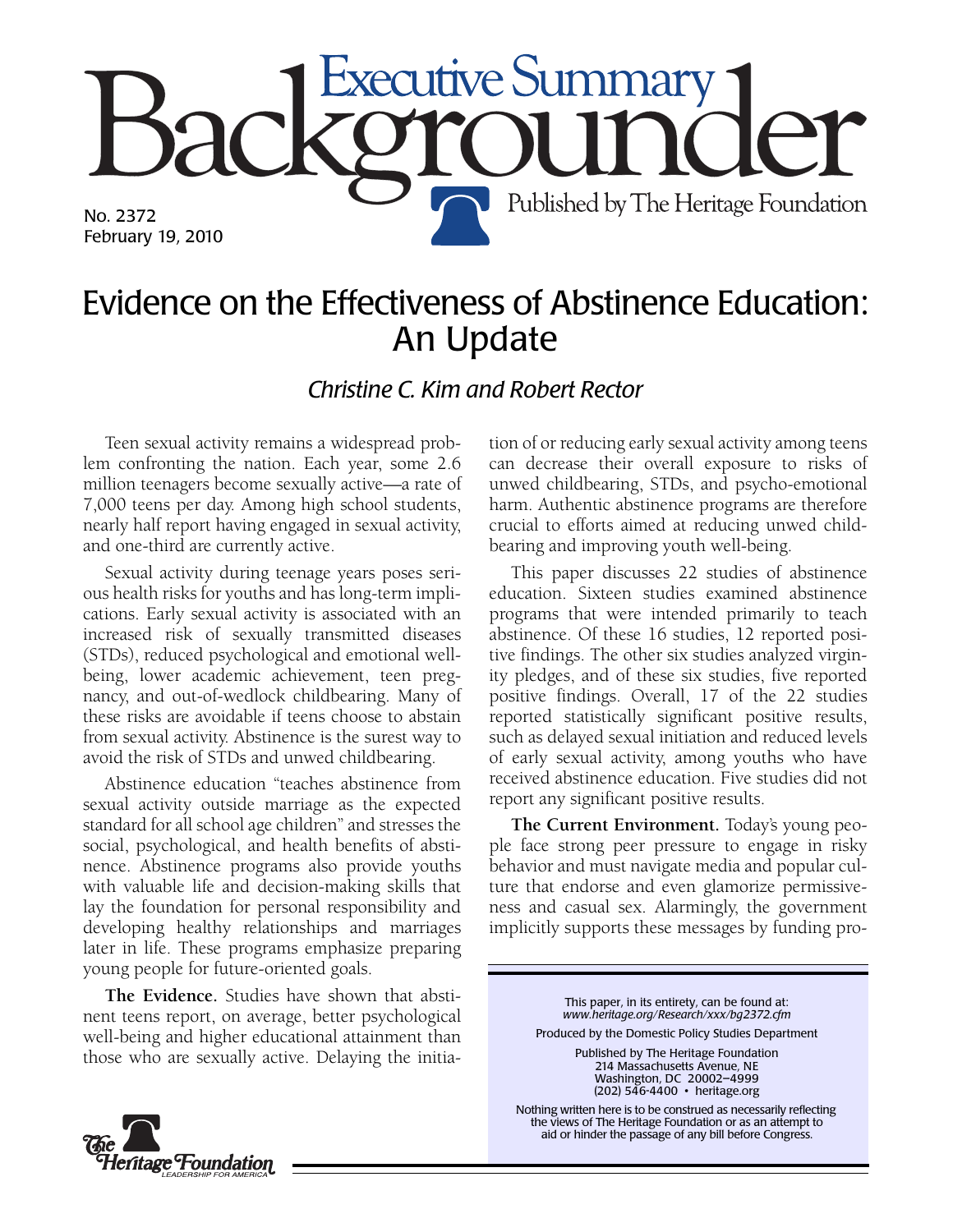# Executive Summary Backgrounder

No. 2372
February 19, 2010

Published by The Heritage Foundation

# Evidence on the Effectiveness of Abstinence Education: An Update

*Christine C. Kim and Robert Rector*

Teen sexual activity remains a widespread problem confronting the nation. Each year, some 2.6 million teenagers become sexually active—a rate of 7,000 teens per day. Among high school students, nearly half report having engaged in sexual activity, and one-third are currently active.

Sexual activity during teenage years poses serious health risks for youths and has long-term implications. Early sexual activity is associated with an increased risk of sexually transmitted diseases (STDs), reduced psychological and emotional well-being, lower academic achievement, teen pregnancy, and out-of-wedlock childbearing. Many of these risks are avoidable if teens choose to abstain from sexual activity. Abstinence is the surest way to avoid the risk of STDs and unwed childbearing.

Abstinence education "teaches abstinence from sexual activity outside marriage as the expected standard for all school age children" and stresses the social, psychological, and health benefits of abstinence. Abstinence programs also provide youths with valuable life and decision-making skills that lay the foundation for personal responsibility and developing healthy relationships and marriages later in life. These programs emphasize preparing young people for future-oriented goals.

**The Evidence.** Studies have shown that abstinent teens report, on average, better psychological well-being and higher educational attainment than those who are sexually active. Delaying the initiation of or reducing early sexual activity among teens can decrease their overall exposure to risks of unwed childbearing, STDs, and psycho-emotional harm. Authentic abstinence programs are therefore crucial to efforts aimed at reducing unwed childbearing and improving youth well-being.

This paper discusses 22 studies of abstinence education. Sixteen studies examined abstinence programs that were intended primarily to teach abstinence. Of these 16 studies, 12 reported positive findings. The other six studies analyzed virginity pledges, and of these six studies, five reported positive findings. Overall, 17 of the 22 studies reported statistically significant positive results, such as delayed sexual initiation and reduced levels of early sexual activity, among youths who have received abstinence education. Five studies did not report any significant positive results.

**The Current Environment.** Today's young people face strong peer pressure to engage in risky behavior and must navigate media and popular culture that endorse and even glamorize permissiveness and casual sex. Alarmingly, the government implicitly supports these messages by funding pro-

This paper, in its entirety, can be found at: *www.heritage.org/Research/xxx/bg2372.cfm*

Produced by the Domestic Policy Studies Department

Published by The Heritage Foundation
214 Massachusetts Avenue, NE
Washington, DC 20002–4999
(202) 546-4400 • heritage.org

Nothing written here is to be construed as necessarily reflecting the views of The Heritage Foundation or as an attempt to aid or hinder the passage of any bill before Congress.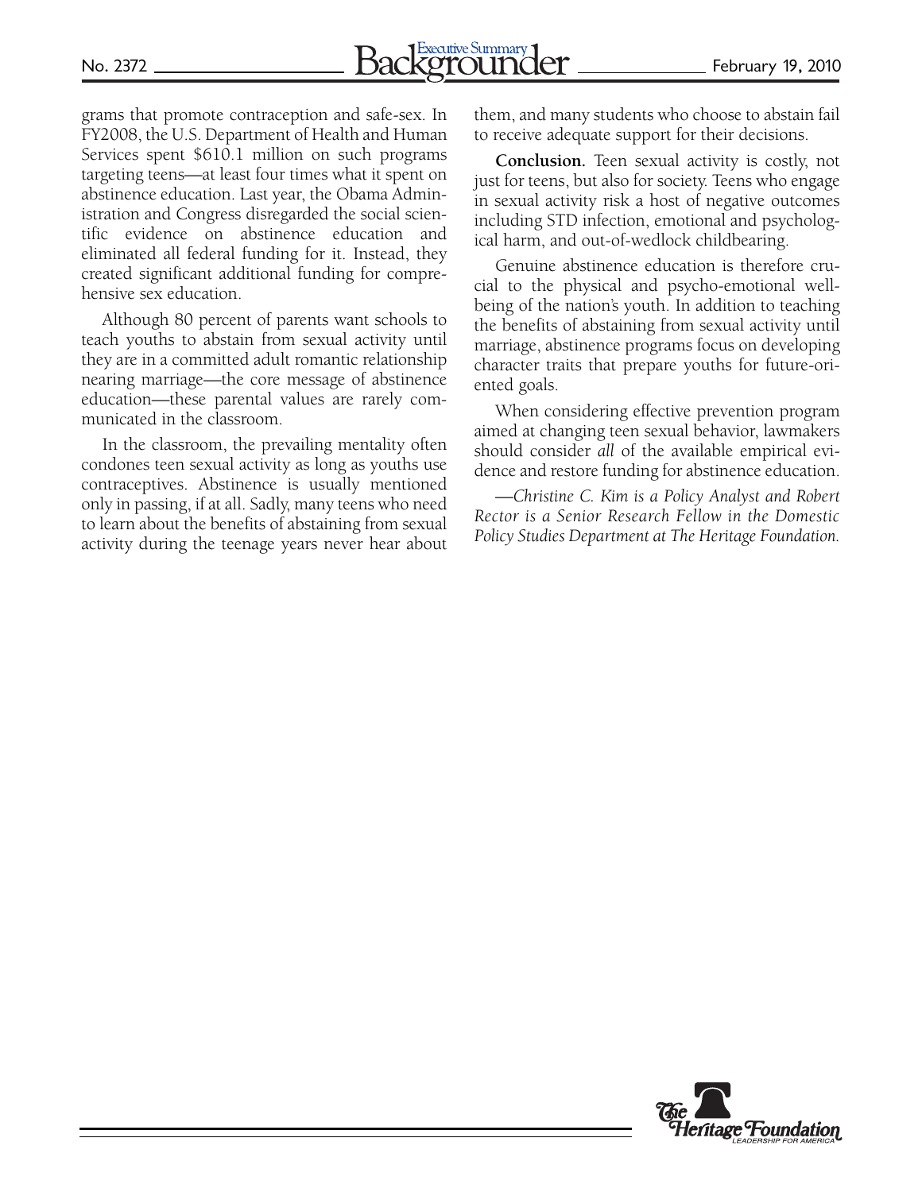grams that promote contraception and safe-sex. In FY2008, the U.S. Department of Health and Human Services spent $610.1 million on such programs targeting teens—at least four times what it spent on abstinence education. Last year, the Obama Administration and Congress disregarded the social scientific evidence on abstinence education and eliminated all federal funding for it. Instead, they created significant additional funding for comprehensive sex education.

Although 80 percent of parents want schools to teach youths to abstain from sexual activity until they are in a committed adult romantic relationship nearing marriage—the core message of abstinence education—these parental values are rarely communicated in the classroom.

In the classroom, the prevailing mentality often condones teen sexual activity as long as youths use contraceptives. Abstinence is usually mentioned only in passing, if at all. Sadly, many teens who need to learn about the benefits of abstaining from sexual activity during the teenage years never hear about them, and many students who choose to abstain fail to receive adequate support for their decisions.

**Conclusion.** Teen sexual activity is costly, not just for teens, but also for society. Teens who engage in sexual activity risk a host of negative outcomes including STD infection, emotional and psychological harm, and out-of-wedlock childbearing.

Genuine abstinence education is therefore crucial to the physical and psycho-emotional well-being of the nation's youth. In addition to teaching the benefits of abstaining from sexual activity until marriage, abstinence programs focus on developing character traits that prepare youths for future-oriented goals.

When considering effective prevention program aimed at changing teen sexual behavior, lawmakers should consider *all* of the available empirical evidence and restore funding for abstinence education.

*—Christine C. Kim is a Policy Analyst and Robert Rector is a Senior Research Fellow in the Domestic Policy Studies Department at The Heritage Foundation.*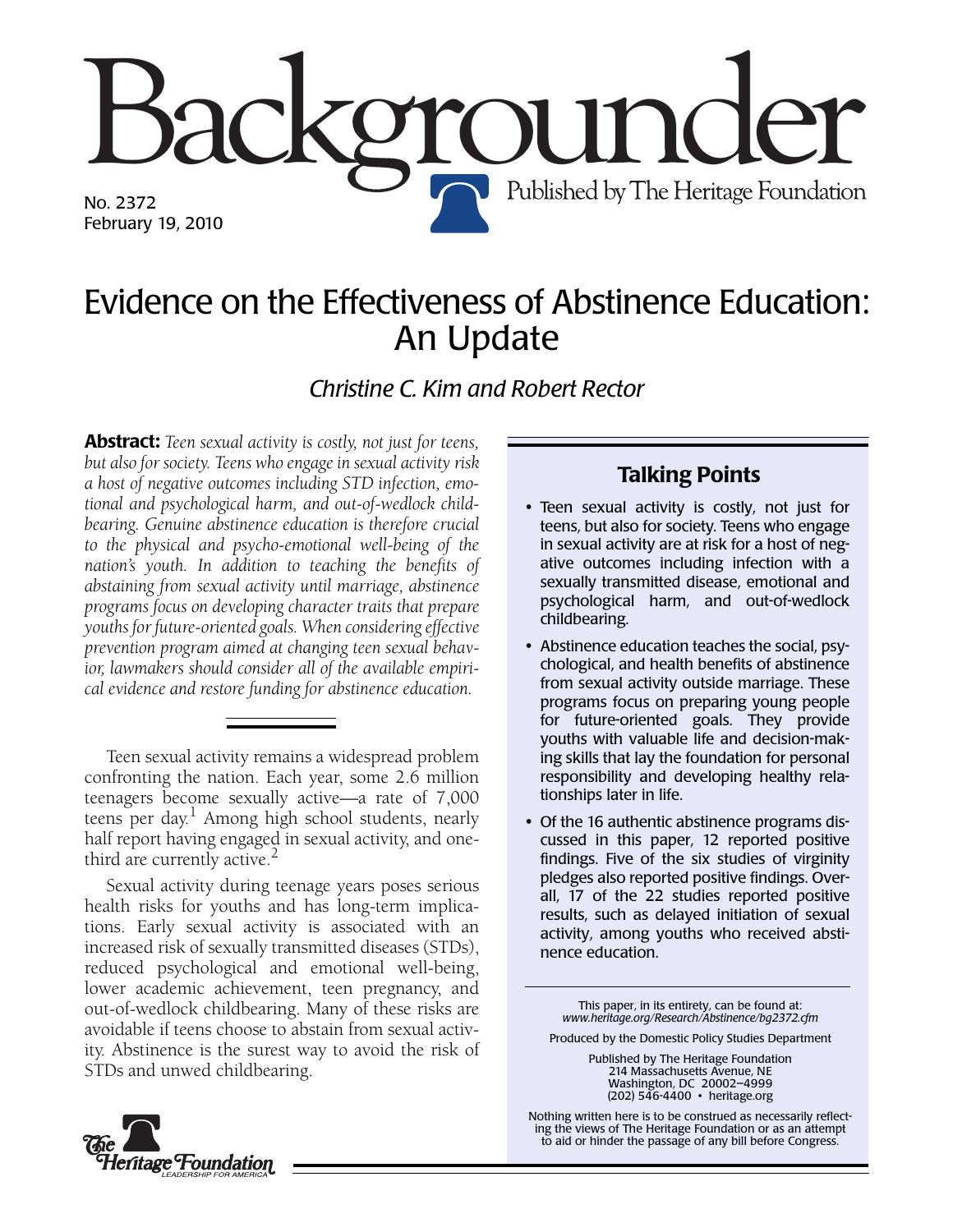# Backgrounder

No. 2372
February 19, 2010

Published by The Heritage Foundation

# Evidence on the Effectiveness of Abstinence Education: An Update

*Christine C. Kim and Robert Rector*

**Abstract:** *Teen sexual activity is costly, not just for teens, but also for society. Teens who engage in sexual activity risk a host of negative outcomes including STD infection, emotional and psychological harm, and out-of-wedlock childbearing. Genuine abstinence education is therefore crucial to the physical and psycho-emotional well-being of the nation's youth. In addition to teaching the benefits of abstaining from sexual activity until marriage, abstinence programs focus on developing character traits that prepare youths for future-oriented goals. When considering effective prevention program aimed at changing teen sexual behavior, lawmakers should consider all of the available empirical evidence and restore funding for abstinence education.*

Teen sexual activity remains a widespread problem confronting the nation. Each year, some 2.6 million teenagers become sexually active—a rate of 7,000 teens per day.[1] Among high school students, nearly half report having engaged in sexual activity, and one-third are currently active.[2]

Sexual activity during teenage years poses serious health risks for youths and has long-term implications. Early sexual activity is associated with an increased risk of sexually transmitted diseases (STDs), reduced psychological and emotional well-being, lower academic achievement, teen pregnancy, and out-of-wedlock childbearing. Many of these risks are avoidable if teens choose to abstain from sexual activity. Abstinence is the surest way to avoid the risk of STDs and unwed childbearing.

## Talking Points

- Teen sexual activity is costly, not just for teens, but also for society. Teens who engage in sexual activity are at risk for a host of negative outcomes including infection with a sexually transmitted disease, emotional and psychological harm, and out-of-wedlock childbearing.
- Abstinence education teaches the social, psychological, and health benefits of abstinence from sexual activity outside marriage. These programs focus on preparing young people for future-oriented goals. They provide youths with valuable life and decision-making skills that lay the foundation for personal responsibility and developing healthy relationships later in life.
- Of the 16 authentic abstinence programs discussed in this paper, 12 reported positive findings. Five of the six studies of virginity pledges also reported positive findings. Overall, 17 of the 22 studies reported positive results, such as delayed initiation of sexual activity, among youths who received abstinence education.

This paper, in its entirety, can be found at: *www.heritage.org/Research/Abstinence/bg2372.cfm*

Produced by the Domestic Policy Studies Department

Published by The Heritage Foundation
214 Massachusetts Avenue, NE
Washington, DC 20002–4999
(202) 546-4400 • heritage.org

Nothing written here is to be construed as necessarily reflecting the views of The Heritage Foundation or as an attempt to aid or hinder the passage of any bill before Congress.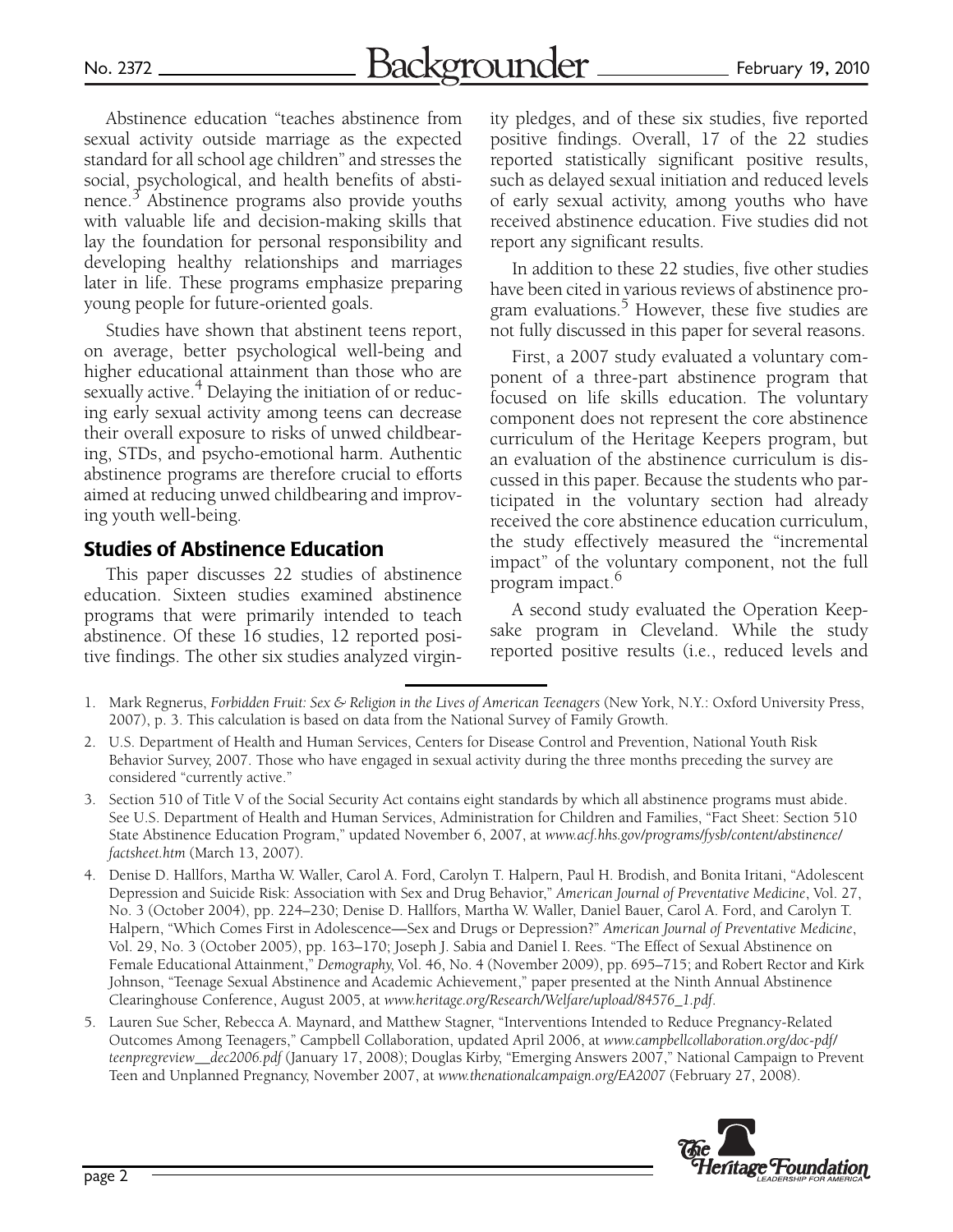Abstinence education "teaches abstinence from sexual activity outside marriage as the expected standard for all school age children" and stresses the social, psychological, and health benefits of abstinence.[3] Abstinence programs also provide youths with valuable life and decision-making skills that lay the foundation for personal responsibility and developing healthy relationships and marriages later in life. These programs emphasize preparing young people for future-oriented goals.

Studies have shown that abstinent teens report, on average, better psychological well-being and higher educational attainment than those who are sexually active.[4] Delaying the initiation of or reducing early sexual activity among teens can decrease their overall exposure to risks of unwed childbearing, STDs, and psycho-emotional harm. Authentic abstinence programs are therefore crucial to efforts aimed at reducing unwed childbearing and improving youth well-being.

## Studies of Abstinence Education

This paper discusses 22 studies of abstinence education. Sixteen studies examined abstinence programs that were primarily intended to teach abstinence. Of these 16 studies, 12 reported positive findings. The other six studies analyzed virginity pledges, and of these six studies, five reported positive findings. Overall, 17 of the 22 studies reported statistically significant positive results, such as delayed sexual initiation and reduced levels of early sexual activity, among youths who have received abstinence education. Five studies did not report any significant results.

In addition to these 22 studies, five other studies have been cited in various reviews of abstinence program evaluations.[5] However, these five studies are not fully discussed in this paper for several reasons.

First, a 2007 study evaluated a voluntary component of a three-part abstinence program that focused on life skills education. The voluntary component does not represent the core abstinence curriculum of the Heritage Keepers program, but an evaluation of the abstinence curriculum is discussed in this paper. Because the students who participated in the voluntary section had already received the core abstinence education curriculum, the study effectively measured the "incremental impact" of the voluntary component, not the full program impact.[6]

A second study evaluated the Operation Keepsake program in Cleveland. While the study reported positive results (i.e., reduced levels and

---

1. Mark Regnerus, *Forbidden Fruit: Sex & Religion in the Lives of American Teenagers* (New York, N.Y.: Oxford University Press, 2007), p. 3. This calculation is based on data from the National Survey of Family Growth.
2. U.S. Department of Health and Human Services, Centers for Disease Control and Prevention, National Youth Risk Behavior Survey, 2007. Those who have engaged in sexual activity during the three months preceding the survey are considered "currently active."
3. Section 510 of Title V of the Social Security Act contains eight standards by which all abstinence programs must abide. See U.S. Department of Health and Human Services, Administration for Children and Families, "Fact Sheet: Section 510 State Abstinence Education Program," updated November 6, 2007, at *www.acf.hhs.gov/programs/fysb/content/abstinence/factsheet.htm* (March 13, 2007).
4. Denise D. Hallfors, Martha W. Waller, Carol A. Ford, Carolyn T. Halpern, Paul H. Brodish, and Bonita Iritani, "Adolescent Depression and Suicide Risk: Association with Sex and Drug Behavior," *American Journal of Preventative Medicine*, Vol. 27, No. 3 (October 2004), pp. 224–230; Denise D. Hallfors, Martha W. Waller, Daniel Bauer, Carol A. Ford, and Carolyn T. Halpern, "Which Comes First in Adolescence—Sex and Drugs or Depression?" *American Journal of Preventative Medicine*, Vol. 29, No. 3 (October 2005), pp. 163–170; Joseph J. Sabia and Daniel I. Rees. "The Effect of Sexual Abstinence on Female Educational Attainment," *Demography*, Vol. 46, No. 4 (November 2009), pp. 695–715; and Robert Rector and Kirk Johnson, "Teenage Sexual Abstinence and Academic Achievement," paper presented at the Ninth Annual Abstinence Clearinghouse Conference, August 2005, at *www.heritage.org/Research/Welfare/upload/84576_1.pdf*.
5. Lauren Sue Scher, Rebecca A. Maynard, and Matthew Stagner, "Interventions Intended to Reduce Pregnancy-Related Outcomes Among Teenagers," Campbell Collaboration, updated April 2006, at *www.campbellcollaboration.org/doc-pdf/teenpregreview__dec2006.pdf* (January 17, 2008); Douglas Kirby, "Emerging Answers 2007," National Campaign to Prevent Teen and Unplanned Pregnancy, November 2007, at *www.thenationalcampaign.org/EA2007* (February 27, 2008).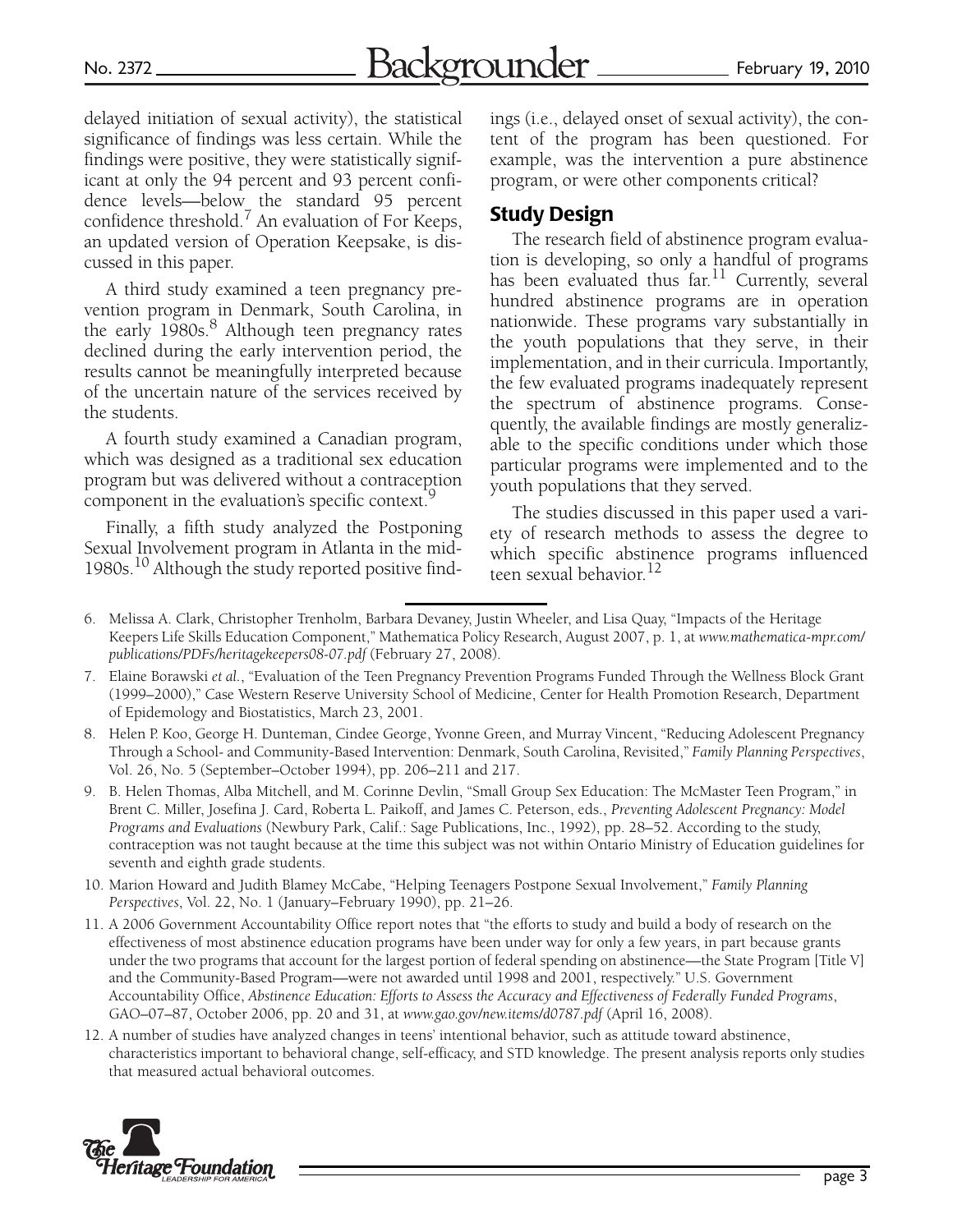delayed initiation of sexual activity), the statistical significance of findings was less certain. While the findings were positive, they were statistically significant at only the 94 percent and 93 percent confidence levels—below the standard 95 percent confidence threshold.[7] An evaluation of For Keeps, an updated version of Operation Keepsake, is discussed in this paper.

A third study examined a teen pregnancy prevention program in Denmark, South Carolina, in the early 1980s.[8] Although teen pregnancy rates declined during the early intervention period, the results cannot be meaningfully interpreted because of the uncertain nature of the services received by the students.

A fourth study examined a Canadian program, which was designed as a traditional sex education program but was delivered without a contraception component in the evaluation's specific context.[9]

Finally, a fifth study analyzed the Postponing Sexual Involvement program in Atlanta in the mid-1980s.[10] Although the study reported positive findings (i.e., delayed onset of sexual activity), the content of the program has been questioned. For example, was the intervention a pure abstinence program, or were other components critical?

## Study Design

The research field of abstinence program evaluation is developing, so only a handful of programs has been evaluated thus far.[11] Currently, several hundred abstinence programs are in operation nationwide. These programs vary substantially in the youth populations that they serve, in their implementation, and in their curricula. Importantly, the few evaluated programs inadequately represent the spectrum of abstinence programs. Consequently, the available findings are mostly generalizable to the specific conditions under which those particular programs were implemented and to the youth populations that they served.

The studies discussed in this paper used a variety of research methods to assess the degree to which specific abstinence programs influenced teen sexual behavior.[12]

---

6. Melissa A. Clark, Christopher Trenholm, Barbara Devaney, Justin Wheeler, and Lisa Quay, "Impacts of the Heritage Keepers Life Skills Education Component," Mathematica Policy Research, August 2007, p. 1, at *www.mathematica-mpr.com/publications/PDFs/heritagekeepers08-07.pdf* (February 27, 2008).

7. Elaine Borawski *et al.*, "Evaluation of the Teen Pregnancy Prevention Programs Funded Through the Wellness Block Grant (1999–2000)," Case Western Reserve University School of Medicine, Center for Health Promotion Research, Department of Epidemiology and Biostatistics, March 23, 2001.

8. Helen P. Koo, George H. Dunteman, Cindee George, Yvonne Green, and Murray Vincent, "Reducing Adolescent Pregnancy Through a School- and Community-Based Intervention: Denmark, South Carolina, Revisited," *Family Planning Perspectives*, Vol. 26, No. 5 (September–October 1994), pp. 206–211 and 217.

9. B. Helen Thomas, Alba Mitchell, and M. Corinne Devlin, "Small Group Sex Education: The McMaster Teen Program," in Brent C. Miller, Josefina J. Card, Roberta L. Paikoff, and James C. Peterson, eds., *Preventing Adolescent Pregnancy: Model Programs and Evaluations* (Newbury Park, Calif.: Sage Publications, Inc., 1992), pp. 28–52. According to the study, contraception was not taught because at the time this subject was not within Ontario Ministry of Education guidelines for seventh and eighth grade students.

10. Marion Howard and Judith Blamey McCabe, "Helping Teenagers Postpone Sexual Involvement," *Family Planning Perspectives*, Vol. 22, No. 1 (January–February 1990), pp. 21–26.

11. A 2006 Government Accountability Office report notes that "the efforts to study and build a body of research on the effectiveness of most abstinence education programs have been under way for only a few years, in part because grants under the two programs that account for the largest portion of federal spending on abstinence—the State Program [Title V] and the Community-Based Program—were not awarded until 1998 and 2001, respectively." U.S. Government Accountability Office, *Abstinence Education: Efforts to Assess the Accuracy and Effectiveness of Federally Funded Programs*, GAO–07–87, October 2006, pp. 20 and 31, at *www.gao.gov/new.items/d0787.pdf* (April 16, 2008).

12. A number of studies have analyzed changes in teens' intentional behavior, such as attitude toward abstinence, characteristics important to behavioral change, self-efficacy, and STD knowledge. The present analysis reports only studies that measured actual behavioral outcomes.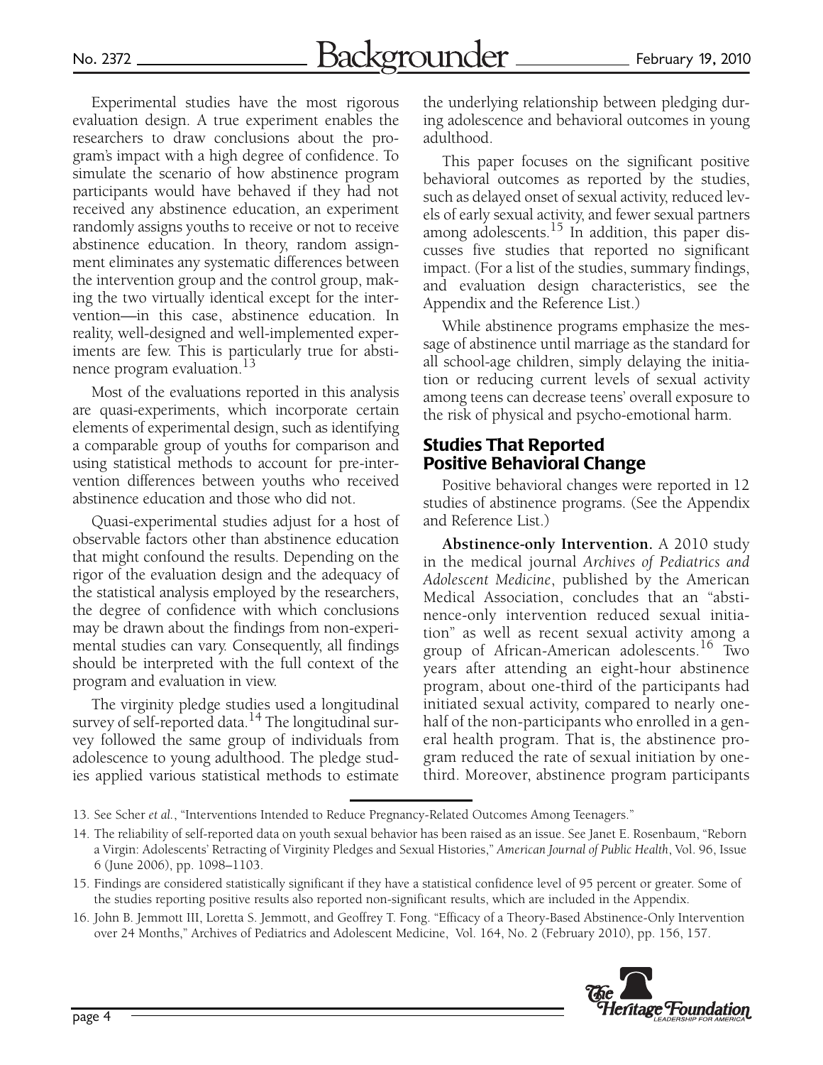Experimental studies have the most rigorous evaluation design. A true experiment enables the researchers to draw conclusions about the program's impact with a high degree of confidence. To simulate the scenario of how abstinence program participants would have behaved if they had not received any abstinence education, an experiment randomly assigns youths to receive or not to receive abstinence education. In theory, random assignment eliminates any systematic differences between the intervention group and the control group, making the two virtually identical except for the intervention—in this case, abstinence education. In reality, well-designed and well-implemented experiments are few. This is particularly true for abstinence program evaluation.[13]

Most of the evaluations reported in this analysis are quasi-experiments, which incorporate certain elements of experimental design, such as identifying a comparable group of youths for comparison and using statistical methods to account for pre-intervention differences between youths who received abstinence education and those who did not.

Quasi-experimental studies adjust for a host of observable factors other than abstinence education that might confound the results. Depending on the rigor of the evaluation design and the adequacy of the statistical analysis employed by the researchers, the degree of confidence with which conclusions may be drawn about the findings from non-experimental studies can vary. Consequently, all findings should be interpreted with the full context of the program and evaluation in view.

The virginity pledge studies used a longitudinal survey of self-reported data.[14] The longitudinal survey followed the same group of individuals from adolescence to young adulthood. The pledge studies applied various statistical methods to estimate the underlying relationship between pledging during adolescence and behavioral outcomes in young adulthood.

This paper focuses on the significant positive behavioral outcomes as reported by the studies, such as delayed onset of sexual activity, reduced levels of early sexual activity, and fewer sexual partners among adolescents.[15] In addition, this paper discusses five studies that reported no significant impact. (For a list of the studies, summary findings, and evaluation design characteristics, see the Appendix and the Reference List.)

While abstinence programs emphasize the message of abstinence until marriage as the standard for all school-age children, simply delaying the initiation or reducing current levels of sexual activity among teens can decrease teens' overall exposure to the risk of physical and psycho-emotional harm.

## Studies That Reported Positive Behavioral Change

Positive behavioral changes were reported in 12 studies of abstinence programs. (See the Appendix and Reference List.)

**Abstinence-only Intervention.** A 2010 study in the medical journal *Archives of Pediatrics and Adolescent Medicine*, published by the American Medical Association, concludes that an "abstinence-only intervention reduced sexual initiation" as well as recent sexual activity among a group of African-American adolescents.[16] Two years after attending an eight-hour abstinence program, about one-third of the participants had initiated sexual activity, compared to nearly one-half of the non-participants who enrolled in a general health program. That is, the abstinence program reduced the rate of sexual initiation by one-third. Moreover, abstinence program participants

---

13. See Scher *et al.*, "Interventions Intended to Reduce Pregnancy-Related Outcomes Among Teenagers."

14. The reliability of self-reported data on youth sexual behavior has been raised as an issue. See Janet E. Rosenbaum, "Reborn a Virgin: Adolescents' Retracting of Virginity Pledges and Sexual Histories," *American Journal of Public Health*, Vol. 96, Issue 6 (June 2006), pp. 1098–1103.

15. Findings are considered statistically significant if they have a statistical confidence level of 95 percent or greater. Some of the studies reporting positive results also reported non-significant results, which are included in the Appendix.

16. John B. Jemmott III, Loretta S. Jemmott, and Geoffrey T. Fong. "Efficacy of a Theory-Based Abstinence-Only Intervention over 24 Months," Archives of Pediatrics and Adolescent Medicine, Vol. 164, No. 2 (February 2010), pp. 156, 157.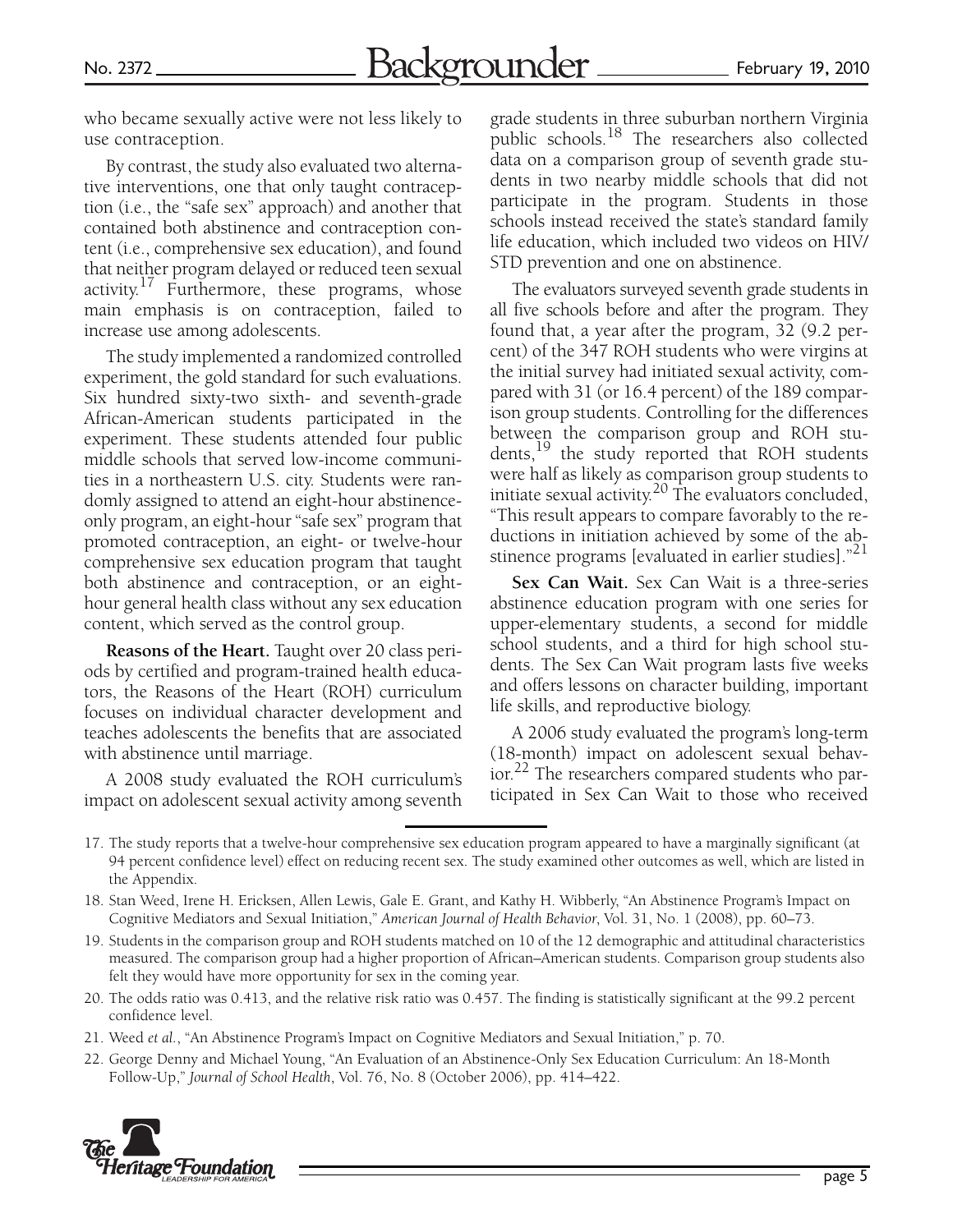who became sexually active were not less likely to use contraception.

By contrast, the study also evaluated two alternative interventions, one that only taught contraception (i.e., the "safe sex" approach) and another that contained both abstinence and contraception content (i.e., comprehensive sex education), and found that neither program delayed or reduced teen sexual activity.[17] Furthermore, these programs, whose main emphasis is on contraception, failed to increase use among adolescents.

The study implemented a randomized controlled experiment, the gold standard for such evaluations. Six hundred sixty-two sixth- and seventh-grade African-American students participated in the experiment. These students attended four public middle schools that served low-income communities in a northeastern U.S. city. Students were randomly assigned to attend an eight-hour abstinence-only program, an eight-hour "safe sex" program that promoted contraception, an eight- or twelve-hour comprehensive sex education program that taught both abstinence and contraception, or an eight-hour general health class without any sex education content, which served as the control group.

**Reasons of the Heart.** Taught over 20 class periods by certified and program-trained health educators, the Reasons of the Heart (ROH) curriculum focuses on individual character development and teaches adolescents the benefits that are associated with abstinence until marriage.

A 2008 study evaluated the ROH curriculum's impact on adolescent sexual activity among seventh grade students in three suburban northern Virginia public schools.[18] The researchers also collected data on a comparison group of seventh grade students in two nearby middle schools that did not participate in the program. Students in those schools instead received the state's standard family life education, which included two videos on HIV/STD prevention and one on abstinence.

The evaluators surveyed seventh grade students in all five schools before and after the program. They found that, a year after the program, 32 (9.2 percent) of the 347 ROH students who were virgins at the initial survey had initiated sexual activity, compared with 31 (or 16.4 percent) of the 189 comparison group students. Controlling for the differences between the comparison group and ROH students,[19] the study reported that ROH students were half as likely as comparison group students to initiate sexual activity.[20] The evaluators concluded, "This result appears to compare favorably to the reductions in initiation achieved by some of the abstinence programs [evaluated in earlier studies]."[21]

**Sex Can Wait.** Sex Can Wait is a three-series abstinence education program with one series for upper-elementary students, a second for middle school students, and a third for high school students. The Sex Can Wait program lasts five weeks and offers lessons on character building, important life skills, and reproductive biology.

A 2006 study evaluated the program's long-term (18-month) impact on adolescent sexual behavior.[22] The researchers compared students who participated in Sex Can Wait to those who received

---

17. The study reports that a twelve-hour comprehensive sex education program appeared to have a marginally significant (at 94 percent confidence level) effect on reducing recent sex. The study examined other outcomes as well, which are listed in the Appendix.

18. Stan Weed, Irene H. Ericksen, Allen Lewis, Gale E. Grant, and Kathy H. Wibberly, "An Abstinence Program's Impact on Cognitive Mediators and Sexual Initiation," *American Journal of Health Behavior*, Vol. 31, No. 1 (2008), pp. 60–73.

19. Students in the comparison group and ROH students matched on 10 of the 12 demographic and attitudinal characteristics measured. The comparison group had a higher proportion of African–American students. Comparison group students also felt they would have more opportunity for sex in the coming year.

20. The odds ratio was 0.413, and the relative risk ratio was 0.457. The finding is statistically significant at the 99.2 percent confidence level.

21. Weed *et al.*, "An Abstinence Program's Impact on Cognitive Mediators and Sexual Initiation," p. 70.

22. George Denny and Michael Young, "An Evaluation of an Abstinence-Only Sex Education Curriculum: An 18-Month Follow-Up," *Journal of School Health*, Vol. 76, No. 8 (October 2006), pp. 414–422.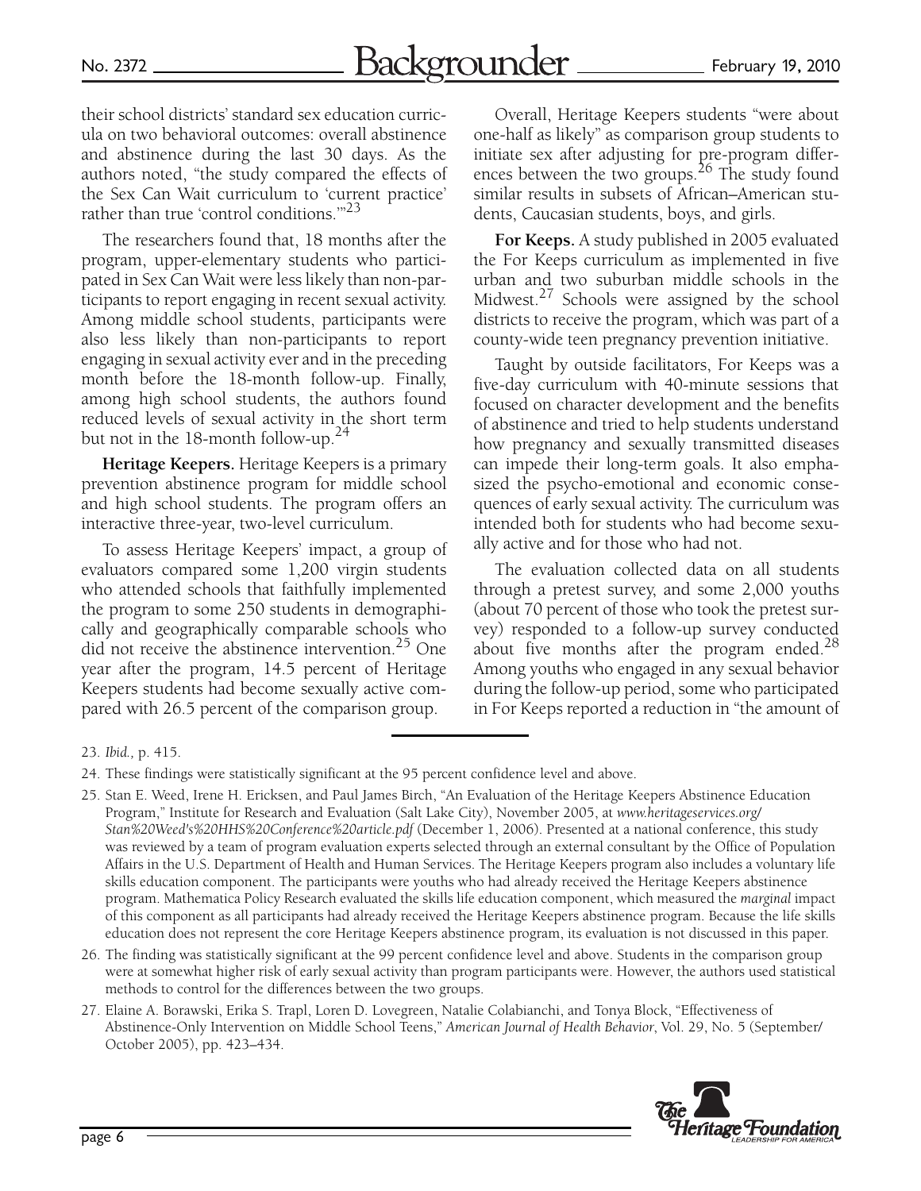their school districts' standard sex education curricula on two behavioral outcomes: overall abstinence and abstinence during the last 30 days. As the authors noted, "the study compared the effects of the Sex Can Wait curriculum to 'current practice' rather than true 'control conditions.'"[23]

The researchers found that, 18 months after the program, upper-elementary students who participated in Sex Can Wait were less likely than non-participants to report engaging in recent sexual activity. Among middle school students, participants were also less likely than non-participants to report engaging in sexual activity ever and in the preceding month before the 18-month follow-up. Finally, among high school students, the authors found reduced levels of sexual activity in the short term but not in the 18-month follow-up.[24]

**Heritage Keepers.** Heritage Keepers is a primary prevention abstinence program for middle school and high school students. The program offers an interactive three-year, two-level curriculum.

To assess Heritage Keepers' impact, a group of evaluators compared some 1,200 virgin students who attended schools that faithfully implemented the program to some 250 students in demographically and geographically comparable schools who did not receive the abstinence intervention.[25] One year after the program, 14.5 percent of Heritage Keepers students had become sexually active compared with 26.5 percent of the comparison group.

Overall, Heritage Keepers students "were about one-half as likely" as comparison group students to initiate sex after adjusting for pre-program differences between the two groups.[26] The study found similar results in subsets of African–American students, Caucasian students, boys, and girls.

**For Keeps.** A study published in 2005 evaluated the For Keeps curriculum as implemented in five urban and two suburban middle schools in the Midwest.[27] Schools were assigned by the school districts to receive the program, which was part of a county-wide teen pregnancy prevention initiative.

Taught by outside facilitators, For Keeps was a five-day curriculum with 40-minute sessions that focused on character development and the benefits of abstinence and tried to help students understand how pregnancy and sexually transmitted diseases can impede their long-term goals. It also emphasized the psycho-emotional and economic consequences of early sexual activity. The curriculum was intended both for students who had become sexually active and for those who had not.

The evaluation collected data on all students through a pretest survey, and some 2,000 youths (about 70 percent of those who took the pretest survey) responded to a follow-up survey conducted about five months after the program ended.[28] Among youths who engaged in any sexual behavior during the follow-up period, some who participated in For Keeps reported a reduction in "the amount of

---

23. *Ibid.,* p. 415.

24. These findings were statistically significant at the 95 percent confidence level and above.

25. Stan E. Weed, Irene H. Ericksen, and Paul James Birch, "An Evaluation of the Heritage Keepers Abstinence Education Program," Institute for Research and Evaluation (Salt Lake City), November 2005, at *www.heritageservices.org/Stan%20Weed's%20HHS%20Conference%20article.pdf* (December 1, 2006). Presented at a national conference, this study was reviewed by a team of program evaluation experts selected through an external consultant by the Office of Population Affairs in the U.S. Department of Health and Human Services. The Heritage Keepers program also includes a voluntary life skills education component. The participants were youths who had already received the Heritage Keepers abstinence program. Mathematica Policy Research evaluated the skills life education component, which measured the *marginal* impact of this component as all participants had already received the Heritage Keepers abstinence program. Because the life skills education does not represent the core Heritage Keepers abstinence program, its evaluation is not discussed in this paper.

26. The finding was statistically significant at the 99 percent confidence level and above. Students in the comparison group were at somewhat higher risk of early sexual activity than program participants were. However, the authors used statistical methods to control for the differences between the two groups.

27. Elaine A. Borawski, Erika S. Trapl, Loren D. Lovegreen, Natalie Colabianchi, and Tonya Block, "Effectiveness of Abstinence-Only Intervention on Middle School Teens," *American Journal of Health Behavior*, Vol. 29, No. 5 (September/October 2005), pp. 423–434.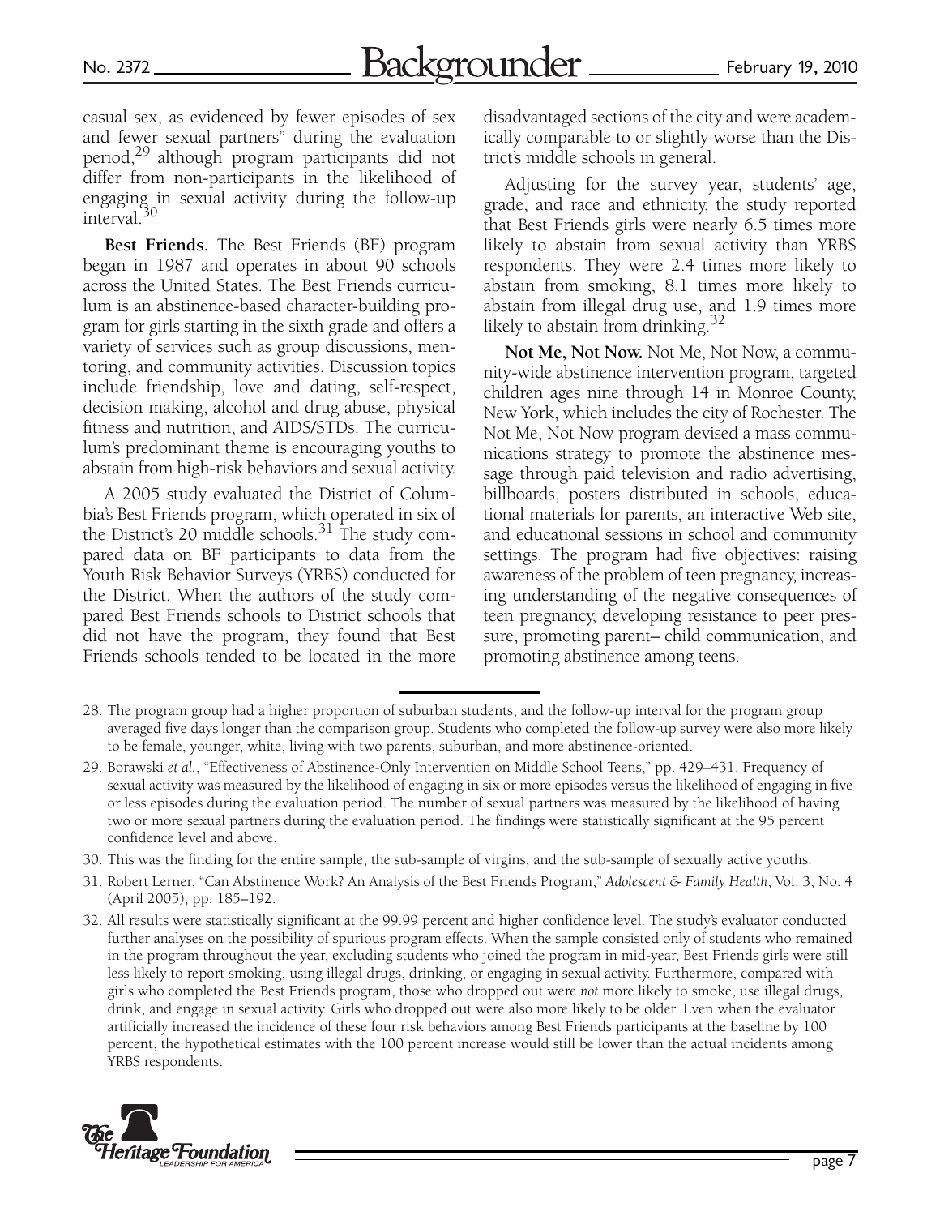casual sex, as evidenced by fewer episodes of sex and fewer sexual partners" during the evaluation period,[29] although program participants did not differ from non-participants in the likelihood of engaging in sexual activity during the follow-up interval.[30]

**Best Friends.** The Best Friends (BF) program began in 1987 and operates in about 90 schools across the United States. The Best Friends curriculum is an abstinence-based character-building program for girls starting in the sixth grade and offers a variety of services such as group discussions, mentoring, and community activities. Discussion topics include friendship, love and dating, self-respect, decision making, alcohol and drug abuse, physical fitness and nutrition, and AIDS/STDs. The curriculum's predominant theme is encouraging youths to abstain from high-risk behaviors and sexual activity.

A 2005 study evaluated the District of Columbia's Best Friends program, which operated in six of the District's 20 middle schools.[31] The study compared data on BF participants to data from the Youth Risk Behavior Surveys (YRBS) conducted for the District. When the authors of the study compared Best Friends schools to District schools that did not have the program, they found that Best Friends schools tended to be located in the more disadvantaged sections of the city and were academically comparable to or slightly worse than the District's middle schools in general.

Adjusting for the survey year, students' age, grade, and race and ethnicity, the study reported that Best Friends girls were nearly 6.5 times more likely to abstain from sexual activity than YRBS respondents. They were 2.4 times more likely to abstain from smoking, 8.1 times more likely to abstain from illegal drug use, and 1.9 times more likely to abstain from drinking.[32]

**Not Me, Not Now.** Not Me, Not Now, a community-wide abstinence intervention program, targeted children ages nine through 14 in Monroe County, New York, which includes the city of Rochester. The Not Me, Not Now program devised a mass communications strategy to promote the abstinence message through paid television and radio advertising, billboards, posters distributed in schools, educational materials for parents, an interactive Web site, and educational sessions in school and community settings. The program had five objectives: raising awareness of the problem of teen pregnancy, increasing understanding of the negative consequences of teen pregnancy, developing resistance to peer pressure, promoting parent– child communication, and promoting abstinence among teens.

---

28. The program group had a higher proportion of suburban students, and the follow-up interval for the program group averaged five days longer than the comparison group. Students who completed the follow-up survey were also more likely to be female, younger, white, living with two parents, suburban, and more abstinence-oriented.

29. Borawski *et al.*, "Effectiveness of Abstinence-Only Intervention on Middle School Teens," pp. 429–431. Frequency of sexual activity was measured by the likelihood of engaging in six or more episodes versus the likelihood of engaging in five or less episodes during the evaluation period. The number of sexual partners was measured by the likelihood of having two or more sexual partners during the evaluation period. The findings were statistically significant at the 95 percent confidence level and above.

30. This was the finding for the entire sample, the sub-sample of virgins, and the sub-sample of sexually active youths.

31. Robert Lerner, "Can Abstinence Work? An Analysis of the Best Friends Program," *Adolescent & Family Health*, Vol. 3, No. 4 (April 2005), pp. 185–192.

32. All results were statistically significant at the 99.99 percent and higher confidence level. The study's evaluator conducted further analyses on the possibility of spurious program effects. When the sample consisted only of students who remained in the program throughout the year, excluding students who joined the program in mid-year, Best Friends girls were still less likely to report smoking, using illegal drugs, drinking, or engaging in sexual activity. Furthermore, compared with girls who completed the Best Friends program, those who dropped out were *not* more likely to smoke, use illegal drugs, drink, and engage in sexual activity. Girls who dropped out were also more likely to be older. Even when the evaluator artificially increased the incidence of these four risk behaviors among Best Friends participants at the baseline by 100 percent, the hypothetical estimates with the 100 percent increase would still be lower than the actual incidents among YRBS respondents.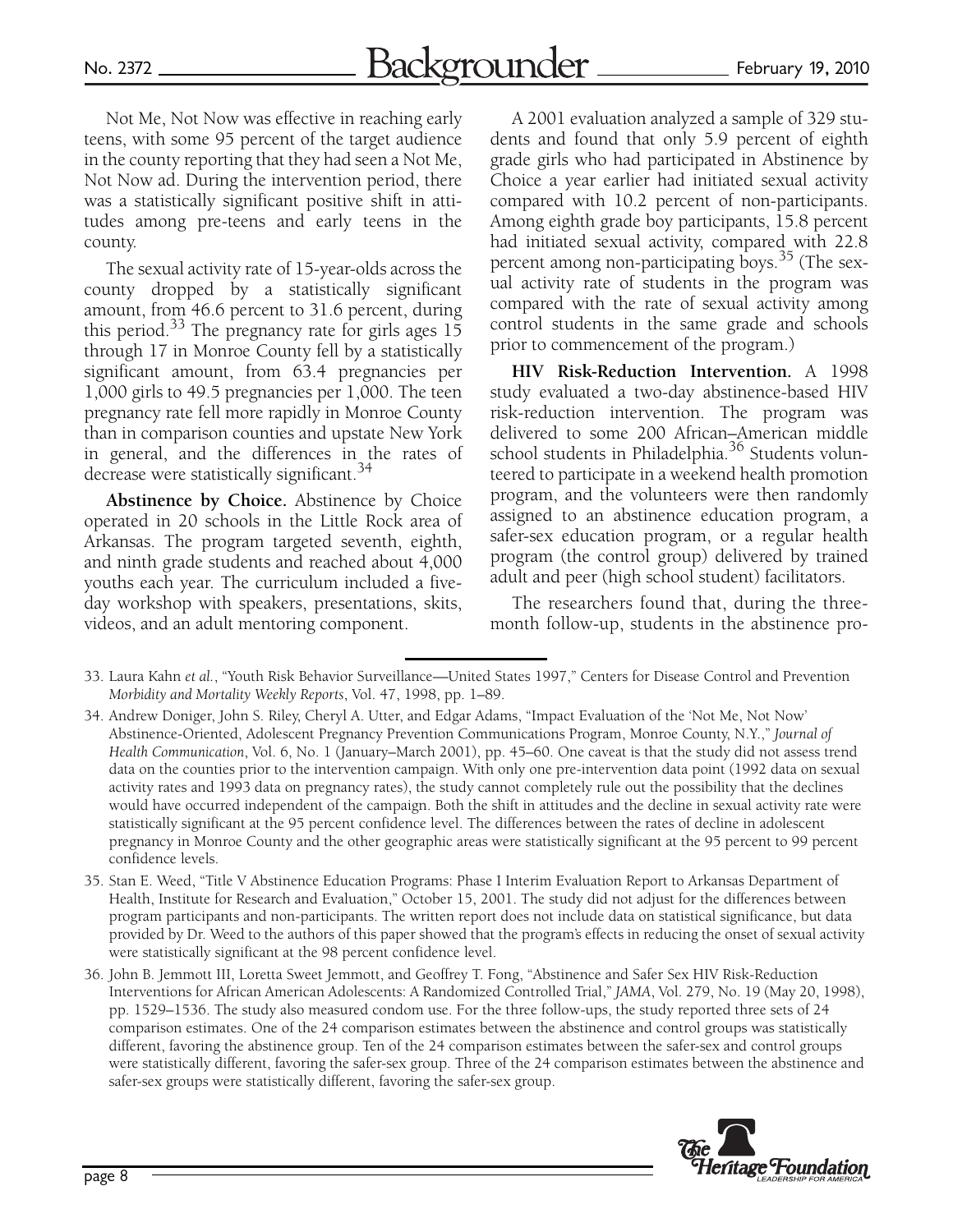Not Me, Not Now was effective in reaching early teens, with some 95 percent of the target audience in the county reporting that they had seen a Not Me, Not Now ad. During the intervention period, there was a statistically significant positive shift in attitudes among pre-teens and early teens in the county.

The sexual activity rate of 15-year-olds across the county dropped by a statistically significant amount, from 46.6 percent to 31.6 percent, during this period.[33] The pregnancy rate for girls ages 15 through 17 in Monroe County fell by a statistically significant amount, from 63.4 pregnancies per 1,000 girls to 49.5 pregnancies per 1,000. The teen pregnancy rate fell more rapidly in Monroe County than in comparison counties and upstate New York in general, and the differences in the rates of decrease were statistically significant.[34]

**Abstinence by Choice.** Abstinence by Choice operated in 20 schools in the Little Rock area of Arkansas. The program targeted seventh, eighth, and ninth grade students and reached about 4,000 youths each year. The curriculum included a five-day workshop with speakers, presentations, skits, videos, and an adult mentoring component.

A 2001 evaluation analyzed a sample of 329 students and found that only 5.9 percent of eighth grade girls who had participated in Abstinence by Choice a year earlier had initiated sexual activity compared with 10.2 percent of non-participants. Among eighth grade boy participants, 15.8 percent had initiated sexual activity, compared with 22.8 percent among non-participating boys.[35] (The sexual activity rate of students in the program was compared with the rate of sexual activity among control students in the same grade and schools prior to commencement of the program.)

**HIV Risk-Reduction Intervention.** A 1998 study evaluated a two-day abstinence-based HIV risk-reduction intervention. The program was delivered to some 200 African–American middle school students in Philadelphia.[36] Students volunteered to participate in a weekend health promotion program, and the volunteers were then randomly assigned to an abstinence education program, a safer-sex education program, or a regular health program (the control group) delivered by trained adult and peer (high school student) facilitators.

The researchers found that, during the three-month follow-up, students in the abstinence pro-

---

33. Laura Kahn *et al.*, "Youth Risk Behavior Surveillance—United States 1997," Centers for Disease Control and Prevention *Morbidity and Mortality Weekly Reports*, Vol. 47, 1998, pp. 1–89.

34. Andrew Doniger, John S. Riley, Cheryl A. Utter, and Edgar Adams, "Impact Evaluation of the 'Not Me, Not Now' Abstinence-Oriented, Adolescent Pregnancy Prevention Communications Program, Monroe County, N.Y.," *Journal of Health Communication*, Vol. 6, No. 1 (January–March 2001), pp. 45–60. One caveat is that the study did not assess trend data on the counties prior to the intervention campaign. With only one pre-intervention data point (1992 data on sexual activity rates and 1993 data on pregnancy rates), the study cannot completely rule out the possibility that the declines would have occurred independent of the campaign. Both the shift in attitudes and the decline in sexual activity rate were statistically significant at the 95 percent confidence level. The differences between the rates of decline in adolescent pregnancy in Monroe County and the other geographic areas were statistically significant at the 95 percent to 99 percent confidence levels.

35. Stan E. Weed, "Title V Abstinence Education Programs: Phase I Interim Evaluation Report to Arkansas Department of Health, Institute for Research and Evaluation," October 15, 2001. The study did not adjust for the differences between program participants and non-participants. The written report does not include data on statistical significance, but data provided by Dr. Weed to the authors of this paper showed that the program's effects in reducing the onset of sexual activity were statistically significant at the 98 percent confidence level.

36. John B. Jemmott III, Loretta Sweet Jemmott, and Geoffrey T. Fong, "Abstinence and Safer Sex HIV Risk-Reduction Interventions for African American Adolescents: A Randomized Controlled Trial," *JAMA*, Vol. 279, No. 19 (May 20, 1998), pp. 1529–1536. The study also measured condom use. For the three follow-ups, the study reported three sets of 24 comparison estimates. One of the 24 comparison estimates between the abstinence and control groups was statistically different, favoring the abstinence group. Ten of the 24 comparison estimates between the safer-sex and control groups were statistically different, favoring the safer-sex group. Three of the 24 comparison estimates between the abstinence and safer-sex groups were statistically different, favoring the safer-sex group.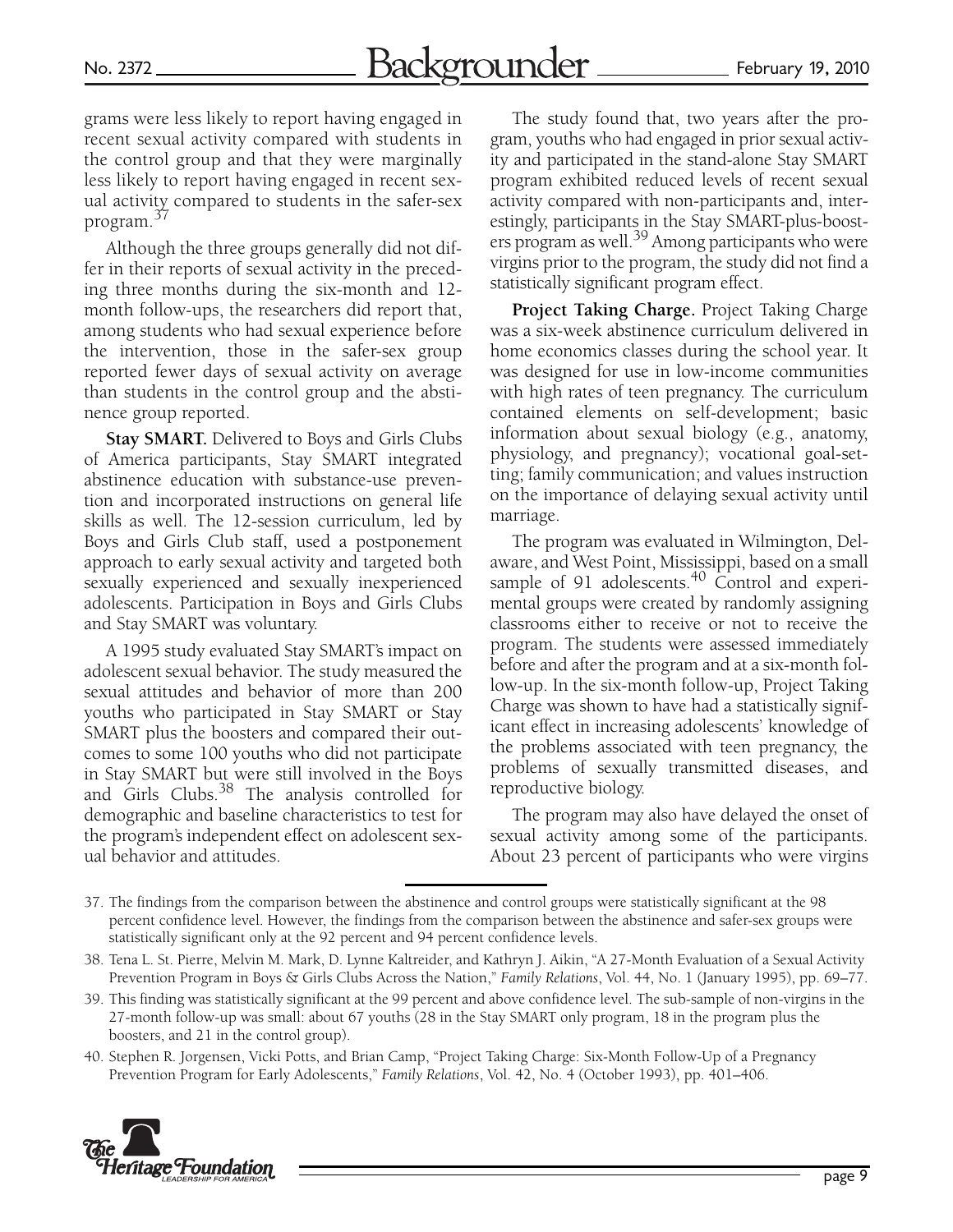grams were less likely to report having engaged in recent sexual activity compared with students in the control group and that they were marginally less likely to report having engaged in recent sexual activity compared to students in the safer-sex program.[37]

Although the three groups generally did not differ in their reports of sexual activity in the preceding three months during the six-month and 12-month follow-ups, the researchers did report that, among students who had sexual experience before the intervention, those in the safer-sex group reported fewer days of sexual activity on average than students in the control group and the abstinence group reported.

**Stay SMART.** Delivered to Boys and Girls Clubs of America participants, Stay SMART integrated abstinence education with substance-use prevention and incorporated instructions on general life skills as well. The 12-session curriculum, led by Boys and Girls Club staff, used a postponement approach to early sexual activity and targeted both sexually experienced and sexually inexperienced adolescents. Participation in Boys and Girls Clubs and Stay SMART was voluntary.

A 1995 study evaluated Stay SMART's impact on adolescent sexual behavior. The study measured the sexual attitudes and behavior of more than 200 youths who participated in Stay SMART or Stay SMART plus the boosters and compared their outcomes to some 100 youths who did not participate in Stay SMART but were still involved in the Boys and Girls Clubs.[38] The analysis controlled for demographic and baseline characteristics to test for the program's independent effect on adolescent sexual behavior and attitudes.

The study found that, two years after the program, youths who had engaged in prior sexual activity and participated in the stand-alone Stay SMART program exhibited reduced levels of recent sexual activity compared with non-participants and, interestingly, participants in the Stay SMART-plus-boosters program as well.[39] Among participants who were virgins prior to the program, the study did not find a statistically significant program effect.

**Project Taking Charge.** Project Taking Charge was a six-week abstinence curriculum delivered in home economics classes during the school year. It was designed for use in low-income communities with high rates of teen pregnancy. The curriculum contained elements on self-development; basic information about sexual biology (e.g., anatomy, physiology, and pregnancy); vocational goal-setting; family communication; and values instruction on the importance of delaying sexual activity until marriage.

The program was evaluated in Wilmington, Delaware, and West Point, Mississippi, based on a small sample of 91 adolescents.[40] Control and experimental groups were created by randomly assigning classrooms either to receive or not to receive the program. The students were assessed immediately before and after the program and at a six-month follow-up. In the six-month follow-up, Project Taking Charge was shown to have had a statistically significant effect in increasing adolescents' knowledge of the problems associated with teen pregnancy, the problems of sexually transmitted diseases, and reproductive biology.

The program may also have delayed the onset of sexual activity among some of the participants. About 23 percent of participants who were virgins

---

37. The findings from the comparison between the abstinence and control groups were statistically significant at the 98 percent confidence level. However, the findings from the comparison between the abstinence and safer-sex groups were statistically significant only at the 92 percent and 94 percent confidence levels.

38. Tena L. St. Pierre, Melvin M. Mark, D. Lynne Kaltreider, and Kathryn J. Aikin, "A 27-Month Evaluation of a Sexual Activity Prevention Program in Boys & Girls Clubs Across the Nation," *Family Relations*, Vol. 44, No. 1 (January 1995), pp. 69–77.

39. This finding was statistically significant at the 99 percent and above confidence level. The sub-sample of non-virgins in the 27-month follow-up was small: about 67 youths (28 in the Stay SMART only program, 18 in the program plus the boosters, and 21 in the control group).

40. Stephen R. Jorgensen, Vicki Potts, and Brian Camp, "Project Taking Charge: Six-Month Follow-Up of a Pregnancy Prevention Program for Early Adolescents," *Family Relations*, Vol. 42, No. 4 (October 1993), pp. 401–406.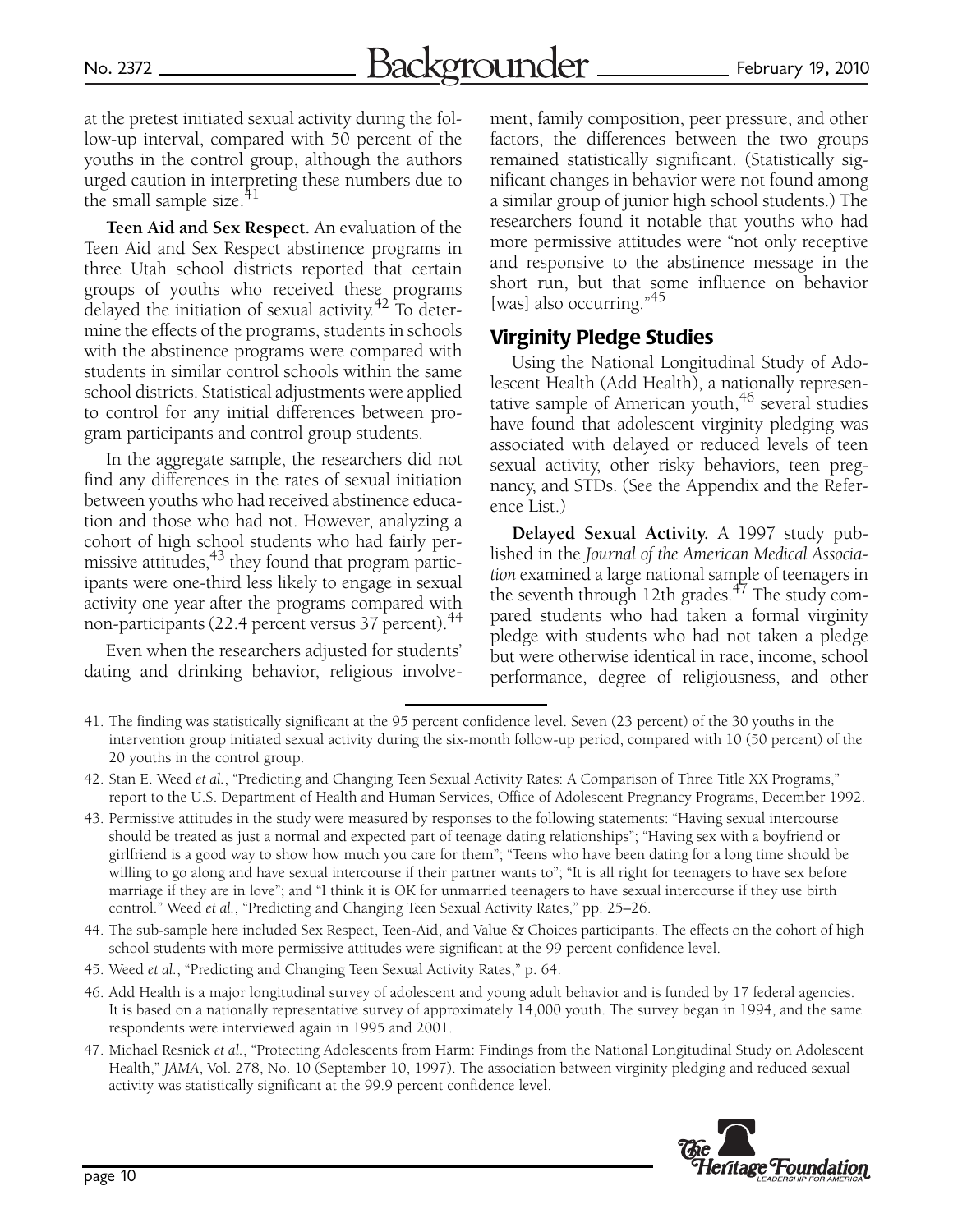at the pretest initiated sexual activity during the follow-up interval, compared with 50 percent of the youths in the control group, although the authors urged caution in interpreting these numbers due to the small sample size.[41]

**Teen Aid and Sex Respect.** An evaluation of the Teen Aid and Sex Respect abstinence programs in three Utah school districts reported that certain groups of youths who received these programs delayed the initiation of sexual activity.[42] To determine the effects of the programs, students in schools with the abstinence programs were compared with students in similar control schools within the same school districts. Statistical adjustments were applied to control for any initial differences between program participants and control group students.

In the aggregate sample, the researchers did not find any differences in the rates of sexual initiation between youths who had received abstinence education and those who had not. However, analyzing a cohort of high school students who had fairly permissive attitudes,[43] they found that program participants were one-third less likely to engage in sexual activity one year after the programs compared with non-participants (22.4 percent versus 37 percent).[44]

Even when the researchers adjusted for students' dating and drinking behavior, religious involvement, family composition, peer pressure, and other factors, the differences between the two groups remained statistically significant. (Statistically significant changes in behavior were not found among a similar group of junior high school students.) The researchers found it notable that youths who had more permissive attitudes were "not only receptive and responsive to the abstinence message in the short run, but that some influence on behavior [was] also occurring."[45]

## Virginity Pledge Studies

Using the National Longitudinal Study of Adolescent Health (Add Health), a nationally representative sample of American youth,[46] several studies have found that adolescent virginity pledging was associated with delayed or reduced levels of teen sexual activity, other risky behaviors, teen pregnancy, and STDs. (See the Appendix and the Reference List.)

**Delayed Sexual Activity.** A 1997 study published in the *Journal of the American Medical Association* examined a large national sample of teenagers in the seventh through 12th grades.[47] The study compared students who had taken a formal virginity pledge with students who had not taken a pledge but were otherwise identical in race, income, school performance, degree of religiousness, and other

---

41. The finding was statistically significant at the 95 percent confidence level. Seven (23 percent) of the 30 youths in the intervention group initiated sexual activity during the six-month follow-up period, compared with 10 (50 percent) of the 20 youths in the control group.

42. Stan E. Weed *et al.*, "Predicting and Changing Teen Sexual Activity Rates: A Comparison of Three Title XX Programs," report to the U.S. Department of Health and Human Services, Office of Adolescent Pregnancy Programs, December 1992.

43. Permissive attitudes in the study were measured by responses to the following statements: "Having sexual intercourse should be treated as just a normal and expected part of teenage dating relationships"; "Having sex with a boyfriend or girlfriend is a good way to show how much you care for them"; "Teens who have been dating for a long time should be willing to go along and have sexual intercourse if their partner wants to"; "It is all right for teenagers to have sex before marriage if they are in love"; and "I think it is OK for unmarried teenagers to have sexual intercourse if they use birth control." Weed *et al.*, "Predicting and Changing Teen Sexual Activity Rates," pp. 25–26.

44. The sub-sample here included Sex Respect, Teen-Aid, and Value & Choices participants. The effects on the cohort of high school students with more permissive attitudes were significant at the 99 percent confidence level.

45. Weed *et al.*, "Predicting and Changing Teen Sexual Activity Rates," p. 64.

46. Add Health is a major longitudinal survey of adolescent and young adult behavior and is funded by 17 federal agencies. It is based on a nationally representative survey of approximately 14,000 youth. The survey began in 1994, and the same respondents were interviewed again in 1995 and 2001.

47. Michael Resnick *et al.*, "Protecting Adolescents from Harm: Findings from the National Longitudinal Study on Adolescent Health," *JAMA*, Vol. 278, No. 10 (September 10, 1997). The association between virginity pledging and reduced sexual activity was statistically significant at the 99.9 percent confidence level.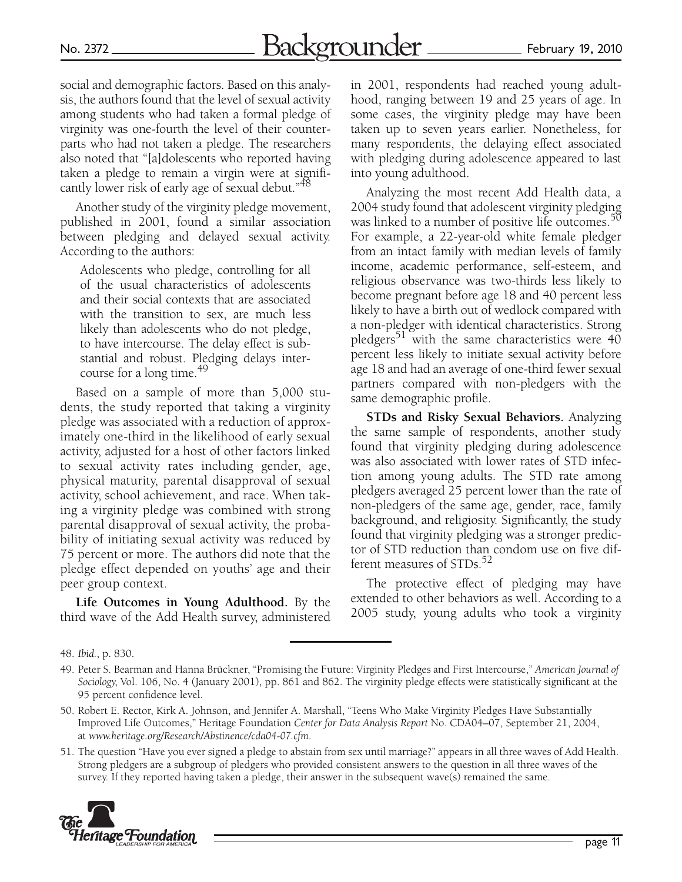social and demographic factors. Based on this analysis, the authors found that the level of sexual activity among students who had taken a formal pledge of virginity was one-fourth the level of their counterparts who had not taken a pledge. The researchers also noted that "[a]dolescents who reported having taken a pledge to remain a virgin were at significantly lower risk of early age of sexual debut."[48]

Another study of the virginity pledge movement, published in 2001, found a similar association between pledging and delayed sexual activity. According to the authors:

> Adolescents who pledge, controlling for all of the usual characteristics of adolescents and their social contexts that are associated with the transition to sex, are much less likely than adolescents who do not pledge, to have intercourse. The delay effect is substantial and robust. Pledging delays intercourse for a long time.[49]

Based on a sample of more than 5,000 students, the study reported that taking a virginity pledge was associated with a reduction of approximately one-third in the likelihood of early sexual activity, adjusted for a host of other factors linked to sexual activity rates including gender, age, physical maturity, parental disapproval of sexual activity, school achievement, and race. When taking a virginity pledge was combined with strong parental disapproval of sexual activity, the probability of initiating sexual activity was reduced by 75 percent or more. The authors did note that the pledge effect depended on youths' age and their peer group context.

**Life Outcomes in Young Adulthood.** By the third wave of the Add Health survey, administered in 2001, respondents had reached young adulthood, ranging between 19 and 25 years of age. In some cases, the virginity pledge may have been taken up to seven years earlier. Nonetheless, for many respondents, the delaying effect associated with pledging during adolescence appeared to last into young adulthood.

Analyzing the most recent Add Health data, a 2004 study found that adolescent virginity pledging was linked to a number of positive life outcomes.[50] For example, a 22-year-old white female pledger from an intact family with median levels of family income, academic performance, self-esteem, and religious observance was two-thirds less likely to become pregnant before age 18 and 40 percent less likely to have a birth out of wedlock compared with a non-pledger with identical characteristics. Strong pledgers[51] with the same characteristics were 40 percent less likely to initiate sexual activity before age 18 and had an average of one-third fewer sexual partners compared with non-pledgers with the same demographic profile.

**STDs and Risky Sexual Behaviors.** Analyzing the same sample of respondents, another study found that virginity pledging during adolescence was also associated with lower rates of STD infection among young adults. The STD rate among pledgers averaged 25 percent lower than the rate of non-pledgers of the same age, gender, race, family background, and religiosity. Significantly, the study found that virginity pledging was a stronger predictor of STD reduction than condom use on five different measures of STDs.[52]

The protective effect of pledging may have extended to other behaviors as well. According to a 2005 study, young adults who took a virginity

---

48. *Ibid.*, p. 830.

49. Peter S. Bearman and Hanna Brückner, "Promising the Future: Virginity Pledges and First Intercourse," *American Journal of Sociology*, Vol. 106, No. 4 (January 2001), pp. 861 and 862. The virginity pledge effects were statistically significant at the 95 percent confidence level.

50. Robert E. Rector, Kirk A. Johnson, and Jennifer A. Marshall, "Teens Who Make Virginity Pledges Have Substantially Improved Life Outcomes," Heritage Foundation *Center for Data Analysis Report* No. CDA04–07, September 21, 2004, at *www.heritage.org/Research/Abstinence/cda04-07.cfm*.

51. The question "Have you ever signed a pledge to abstain from sex until marriage?" appears in all three waves of Add Health. Strong pledgers are a subgroup of pledgers who provided consistent answers to the question in all three waves of the survey. If they reported having taken a pledge, their answer in the subsequent wave(s) remained the same.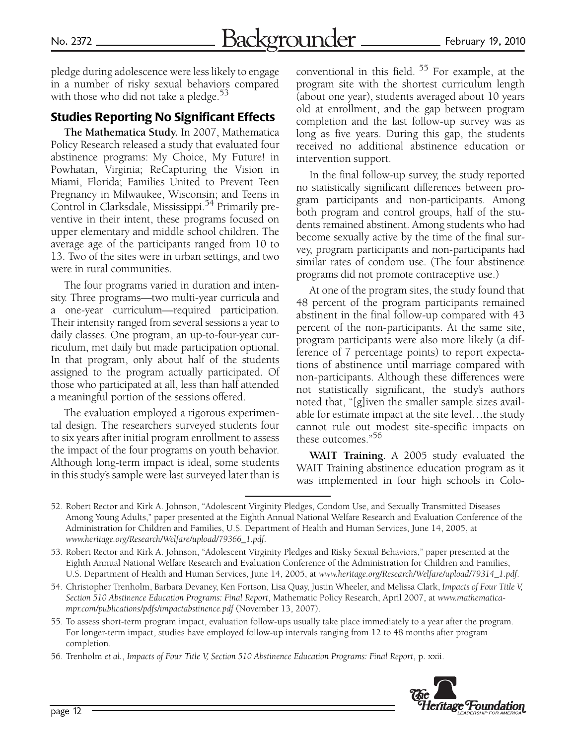pledge during adolescence were less likely to engage in a number of risky sexual behaviors compared with those who did not take a pledge.[53]

## Studies Reporting No Significant Effects

**The Mathematica Study.** In 2007, Mathematica Policy Research released a study that evaluated four abstinence programs: My Choice, My Future! in Powhatan, Virginia; ReCapturing the Vision in Miami, Florida; Families United to Prevent Teen Pregnancy in Milwaukee, Wisconsin; and Teens in Control in Clarksdale, Mississippi.[54] Primarily preventive in their intent, these programs focused on upper elementary and middle school children. The average age of the participants ranged from 10 to 13. Two of the sites were in urban settings, and two were in rural communities.

The four programs varied in duration and intensity. Three programs—two multi-year curricula and a one-year curriculum—required participation. Their intensity ranged from several sessions a year to daily classes. One program, an up-to-four-year curriculum, met daily but made participation optional. In that program, only about half of the students assigned to the program actually participated. Of those who participated at all, less than half attended a meaningful portion of the sessions offered.

The evaluation employed a rigorous experimental design. The researchers surveyed students four to six years after initial program enrollment to assess the impact of the four programs on youth behavior. Although long-term impact is ideal, some students in this study's sample were last surveyed later than is conventional in this field.[55] For example, at the program site with the shortest curriculum length (about one year), students averaged about 10 years old at enrollment, and the gap between program completion and the last follow-up survey was as long as five years. During this gap, the students received no additional abstinence education or intervention support.

In the final follow-up survey, the study reported no statistically significant differences between program participants and non-participants. Among both program and control groups, half of the students remained abstinent. Among students who had become sexually active by the time of the final survey, program participants and non-participants had similar rates of condom use. (The four abstinence programs did not promote contraceptive use.)

At one of the program sites, the study found that 48 percent of the program participants remained abstinent in the final follow-up compared with 43 percent of the non-participants. At the same site, program participants were also more likely (a difference of 7 percentage points) to report expectations of abstinence until marriage compared with non-participants. Although these differences were not statistically significant, the study's authors noted that, "[g]iven the smaller sample sizes available for estimate impact at the site level…the study cannot rule out modest site-specific impacts on these outcomes."[56]

**WAIT Training.** A 2005 study evaluated the WAIT Training abstinence education program as it was implemented in four high schools in Colo-

---

52. Robert Rector and Kirk A. Johnson, "Adolescent Virginity Pledges, Condom Use, and Sexually Transmitted Diseases Among Young Adults," paper presented at the Eighth Annual National Welfare Research and Evaluation Conference of the Administration for Children and Families, U.S. Department of Health and Human Services, June 14, 2005, at *www.heritage.org/Research/Welfare/upload/79366_1.pdf*.

53. Robert Rector and Kirk A. Johnson, "Adolescent Virginity Pledges and Risky Sexual Behaviors," paper presented at the Eighth Annual National Welfare Research and Evaluation Conference of the Administration for Children and Families, U.S. Department of Health and Human Services, June 14, 2005, at *www.heritage.org/Research/Welfare/upload/79314_1.pdf*.

54. Christopher Trenholm, Barbara Devaney, Ken Fortson, Lisa Quay, Justin Wheeler, and Melissa Clark, *Impacts of Four Title V, Section 510 Abstinence Education Programs: Final Report*, Mathematic Policy Research, April 2007, at *www.mathematica-mpr.com/publications/pdfs/impactabstinence.pdf* (November 13, 2007).

55. To assess short-term program impact, evaluation follow-ups usually take place immediately to a year after the program. For longer-term impact, studies have employed follow-up intervals ranging from 12 to 48 months after program completion.

56. Trenholm *et al.*, *Impacts of Four Title V, Section 510 Abstinence Education Programs: Final Report*, p. xxii.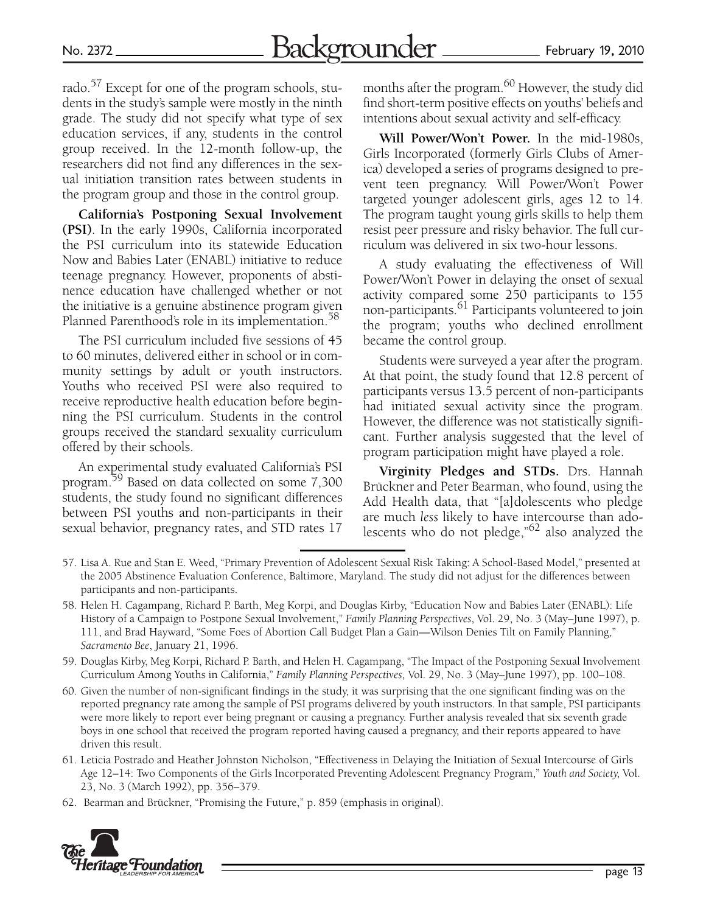rado.[57] Except for one of the program schools, students in the study's sample were mostly in the ninth grade. The study did not specify what type of sex education services, if any, students in the control group received. In the 12-month follow-up, the researchers did not find any differences in the sexual initiation transition rates between students in the program group and those in the control group.

**California's Postponing Sexual Involvement (PSI)**. In the early 1990s, California incorporated the PSI curriculum into its statewide Education Now and Babies Later (ENABL) initiative to reduce teenage pregnancy. However, proponents of abstinence education have challenged whether or not the initiative is a genuine abstinence program given Planned Parenthood's role in its implementation.[58]

The PSI curriculum included five sessions of 45 to 60 minutes, delivered either in school or in community settings by adult or youth instructors. Youths who received PSI were also required to receive reproductive health education before beginning the PSI curriculum. Students in the control groups received the standard sexuality curriculum offered by their schools.

An experimental study evaluated California's PSI program.[59] Based on data collected on some 7,300 students, the study found no significant differences between PSI youths and non-participants in their sexual behavior, pregnancy rates, and STD rates 17 months after the program.[60] However, the study did find short-term positive effects on youths' beliefs and intentions about sexual activity and self-efficacy.

**Will Power/Won't Power.** In the mid-1980s, Girls Incorporated (formerly Girls Clubs of America) developed a series of programs designed to prevent teen pregnancy. Will Power/Won't Power targeted younger adolescent girls, ages 12 to 14. The program taught young girls skills to help them resist peer pressure and risky behavior. The full curriculum was delivered in six two-hour lessons.

A study evaluating the effectiveness of Will Power/Won't Power in delaying the onset of sexual activity compared some 250 participants to 155 non-participants.[61] Participants volunteered to join the program; youths who declined enrollment became the control group.

Students were surveyed a year after the program. At that point, the study found that 12.8 percent of participants versus 13.5 percent of non-participants had initiated sexual activity since the program. However, the difference was not statistically significant. Further analysis suggested that the level of program participation might have played a role.

**Virginity Pledges and STDs.** Drs. Hannah Brückner and Peter Bearman, who found, using the Add Health data, that "[a]dolescents who pledge are much *less* likely to have intercourse than adolescents who do not pledge,"[62] also analyzed the

---

57. Lisa A. Rue and Stan E. Weed, "Primary Prevention of Adolescent Sexual Risk Taking: A School-Based Model," presented at the 2005 Abstinence Evaluation Conference, Baltimore, Maryland. The study did not adjust for the differences between participants and non-participants.

58. Helen H. Cagampang, Richard P. Barth, Meg Korpi, and Douglas Kirby, "Education Now and Babies Later (ENABL): Life History of a Campaign to Postpone Sexual Involvement," *Family Planning Perspectives*, Vol. 29, No. 3 (May–June 1997), p. 111, and Brad Hayward, "Some Foes of Abortion Call Budget Plan a Gain—Wilson Denies Tilt on Family Planning," *Sacramento Bee*, January 21, 1996.

59. Douglas Kirby, Meg Korpi, Richard P. Barth, and Helen H. Cagampang, "The Impact of the Postponing Sexual Involvement Curriculum Among Youths in California," *Family Planning Perspectives*, Vol. 29, No. 3 (May–June 1997), pp. 100–108.

60. Given the number of non-significant findings in the study, it was surprising that the one significant finding was on the reported pregnancy rate among the sample of PSI programs delivered by youth instructors. In that sample, PSI participants were more likely to report ever being pregnant or causing a pregnancy. Further analysis revealed that six seventh grade boys in one school that received the program reported having caused a pregnancy, and their reports appeared to have driven this result.

61. Leticia Postrado and Heather Johnston Nicholson, "Effectiveness in Delaying the Initiation of Sexual Intercourse of Girls Age 12–14: Two Components of the Girls Incorporated Preventing Adolescent Pregnancy Program," *Youth and Society*, Vol. 23, No. 3 (March 1992), pp. 356–379.

62. Bearman and Brückner, "Promising the Future," p. 859 (emphasis in original).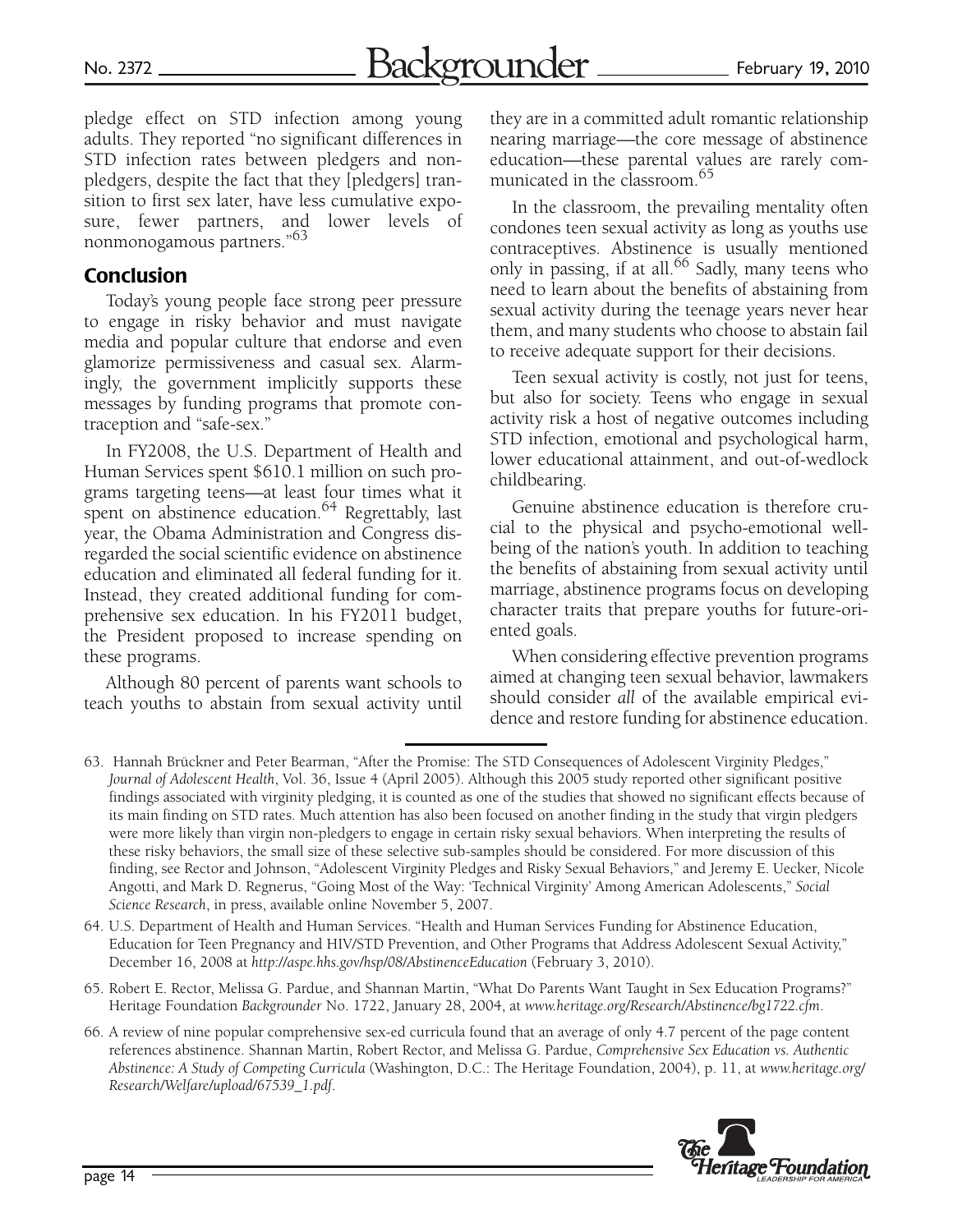pledge effect on STD infection among young adults. They reported "no significant differences in STD infection rates between pledgers and non-pledgers, despite the fact that they [pledgers] transition to first sex later, have less cumulative exposure, fewer partners, and lower levels of nonmonogamous partners."[63]

## Conclusion

Today's young people face strong peer pressure to engage in risky behavior and must navigate media and popular culture that endorse and even glamorize permissiveness and casual sex. Alarmingly, the government implicitly supports these messages by funding programs that promote contraception and "safe-sex."

In FY2008, the U.S. Department of Health and Human Services spent $610.1 million on such programs targeting teens—at least four times what it spent on abstinence education.[64] Regrettably, last year, the Obama Administration and Congress disregarded the social scientific evidence on abstinence education and eliminated all federal funding for it. Instead, they created additional funding for comprehensive sex education. In his FY2011 budget, the President proposed to increase spending on these programs.

Although 80 percent of parents want schools to teach youths to abstain from sexual activity until they are in a committed adult romantic relationship nearing marriage—the core message of abstinence education—these parental values are rarely communicated in the classroom.[65]

In the classroom, the prevailing mentality often condones teen sexual activity as long as youths use contraceptives. Abstinence is usually mentioned only in passing, if at all.[66] Sadly, many teens who need to learn about the benefits of abstaining from sexual activity during the teenage years never hear them, and many students who choose to abstain fail to receive adequate support for their decisions.

Teen sexual activity is costly, not just for teens, but also for society. Teens who engage in sexual activity risk a host of negative outcomes including STD infection, emotional and psychological harm, lower educational attainment, and out-of-wedlock childbearing.

Genuine abstinence education is therefore crucial to the physical and psycho-emotional well-being of the nation's youth. In addition to teaching the benefits of abstaining from sexual activity until marriage, abstinence programs focus on developing character traits that prepare youths for future-oriented goals.

When considering effective prevention programs aimed at changing teen sexual behavior, lawmakers should consider *all* of the available empirical evidence and restore funding for abstinence education.

---

63. Hannah Brückner and Peter Bearman, "After the Promise: The STD Consequences of Adolescent Virginity Pledges," *Journal of Adolescent Health*, Vol. 36, Issue 4 (April 2005). Although this 2005 study reported other significant positive findings associated with virginity pledging, it is counted as one of the studies that showed no significant effects because of its main finding on STD rates. Much attention has also been focused on another finding in the study that virgin pledgers were more likely than virgin non-pledgers to engage in certain risky sexual behaviors. When interpreting the results of these risky behaviors, the small size of these selective sub-samples should be considered. For more discussion of this finding, see Rector and Johnson, "Adolescent Virginity Pledges and Risky Sexual Behaviors," and Jeremy E. Uecker, Nicole Angotti, and Mark D. Regnerus, "Going Most of the Way: 'Technical Virginity' Among American Adolescents," *Social Science Research*, in press, available online November 5, 2007.

64. U.S. Department of Health and Human Services. "Health and Human Services Funding for Abstinence Education, Education for Teen Pregnancy and HIV/STD Prevention, and Other Programs that Address Adolescent Sexual Activity," December 16, 2008 at *http://aspe.hhs.gov/hsp/08/AbstinenceEducation* (February 3, 2010).

65. Robert E. Rector, Melissa G. Pardue, and Shannan Martin, "What Do Parents Want Taught in Sex Education Programs?" Heritage Foundation *Backgrounder* No. 1722, January 28, 2004, at *www.heritage.org/Research/Abstinence/bg1722.cfm*.

66. A review of nine popular comprehensive sex-ed curricula found that an average of only 4.7 percent of the page content references abstinence. Shannan Martin, Robert Rector, and Melissa G. Pardue, *Comprehensive Sex Education vs. Authentic Abstinence: A Study of Competing Curricula* (Washington, D.C.: The Heritage Foundation, 2004), p. 11, at *www.heritage.org/Research/Welfare/upload/67539_1.pdf*.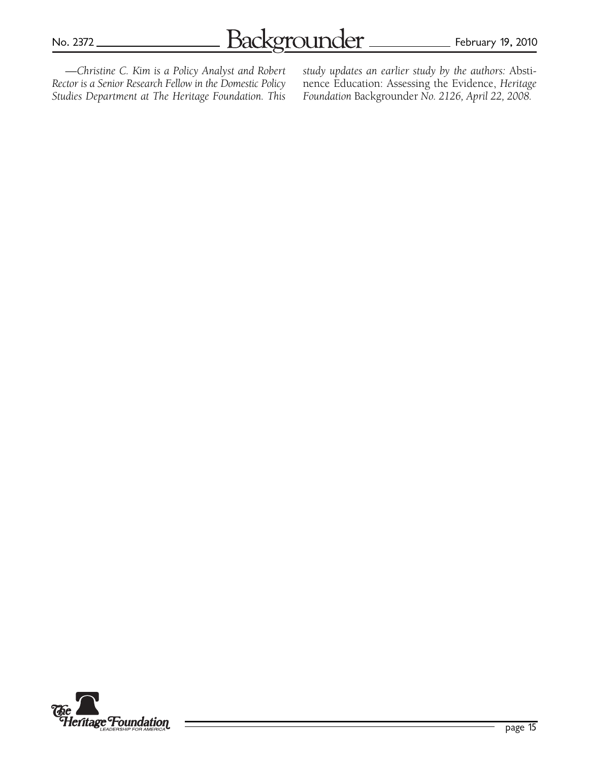*—Christine C. Kim is a Policy Analyst and Robert Rector is a Senior Research Fellow in the Domestic Policy Studies Department at The Heritage Foundation. This study updates an earlier study by the authors:* Abstinence Education: Assessing the Evidence, *Heritage Foundation* Backgrounder *No. 2126, April 22, 2008.*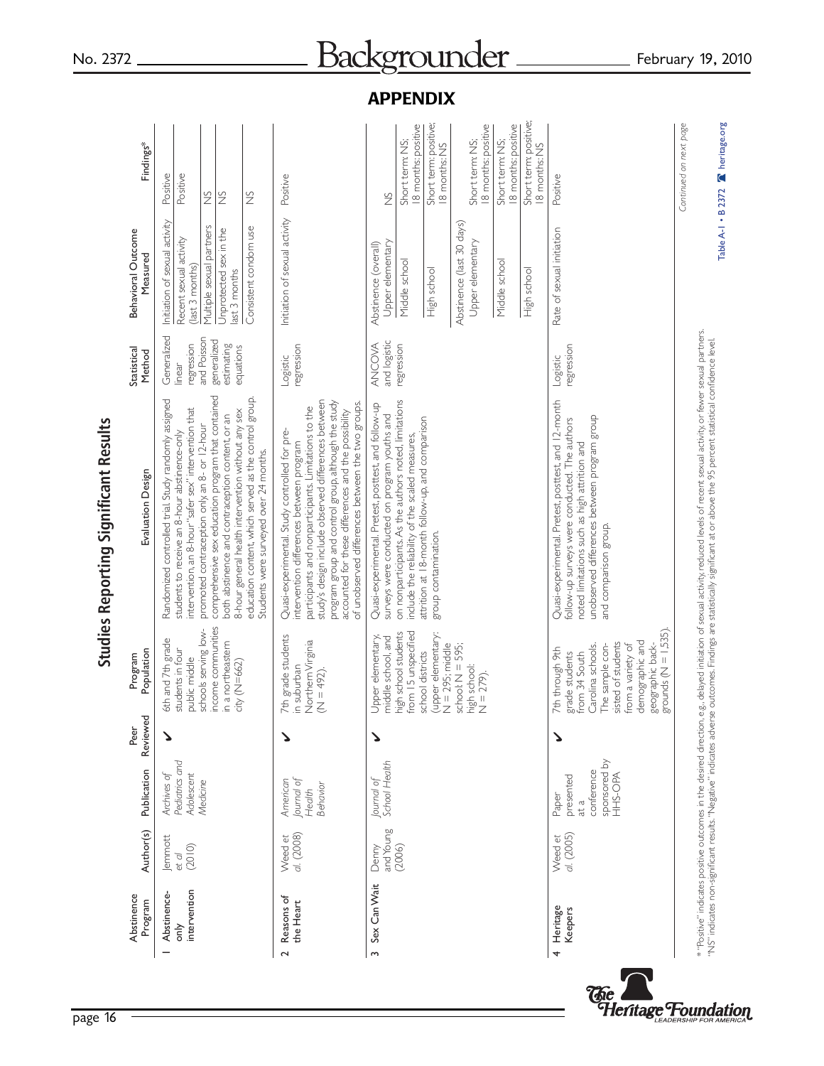## APPENDIX

### Studies Reporting Significant Results

| | Abstinence Program | Author(s) | Publication | Peer Reviewed | Program Population | Evaluation Design | Statistical Method | Behavioral Outcome Measured | Findings* |
|---|---|---|---|---|---|---|---|---|---|
| 1 | Abstinence-only intervention | Jemmott *et al* (2010) | *Archives of Pediatrics and Adolescent Medicine* | ✓ | 6th and 7th grade students in four public middle schools serving low-income communities in a northeastern city (N=662) | Randomized controlled trial. Study randomly assigned students to receive an 8-hour abstinence-only intervention, an 8-hour "safer sex" intervention that promoted contraception only, an 8- or 12-hour comprehensive sex education program that contained both abstinence and contraception content, or an 8-hour general health intervention without any sex education content, which served as the control group. Students were surveyed over 24 months. | Generalized linear regression and Poisson generalized estimating equations | Initiation of sexual activity | Positive |
| | | | | | | | | Recent sexual activity (last 3 months) | Positive |
| | | | | | | | | Multiple sexual partners | NS |
| | | | | | | | | Unprotected sex in the last 3 months | NS |
| | | | | | | | | Consistent condom use | NS |
| 2 | Reasons of the Heart | Weed *et al.* (2008) | *American Journal of Health Behavior* | ✓ | 7th grade students in suburban Northern Virginia (N = 492). | Quasi-experimental. Study controlled for pre-intervention differences between program participants and nonparticipants. Limitations to the study's design include observed differences between program group and control group, although the study accounted for these differences and the possibility of unobserved differences between the two groups. | Logistic regression | Initiation of sexual activity | Positive |
| 3 | Sex Can Wait | Denny and Young (2006) | *Journal of School Health* | ✓ | Upper elementary, middle school, and high school students from 15 unspecified school districts (upper elementary: N = 295; middle school: N = 595; high school: N = 279). | Quasi-experimental. Pretest, posttest, and follow-up surveys were conducted on program youths and on nonparticipants. As the authors noted, limitations include the reliability of the scaled measures, attrition at 18-month follow-up, and comparison group contamination. | ANCOVA and logistic regression | Abstinence (overall) Upper elementary | NS |
| | | | | | | | | Middle school | Short term: NS; 18 months: positive |
| | | | | | | | | High school | Short term: positive; 18 months: NS |
| | | | | | | | | Abstinence (last 30 days) Upper elementary | Short term: NS; 18 months: positive |
| | | | | | | | | Middle school | Short term: NS; 18 months: positive |
| | | | | | | | | High school | Short term: positive; 18 months: NS |
| 4 | Heritage Keepers | Weed *et al.* (2005) | Paper presented at a conference sponsored by HHS-OPA | ✓ | 7th through 9th grade students from 34 South Carolina schools. The sample consisted of students from a variety of demographic and geographic backgrounds (N = 1,535). | Quasi-experimental. Pretest, posttest, and 12-month follow-up surveys were conducted. The authors noted limitations such as high attrition and unobserved differences between program group and comparison group. | Logistic regression | Rate of sexual initiation | Positive |

* "Positive" indicates positive outcomes in the desired direction, e.g., delayed initiation of sexual activity, reduced levels of recent sexual activity, or fewer sexual partners. "NS" indicates non-significant results. "Negative" indicates adverse outcomes. Findings are statistically significant at or above the 95 percent statistical confidence level.

*Continued on next page*

Table A-1 • B 2372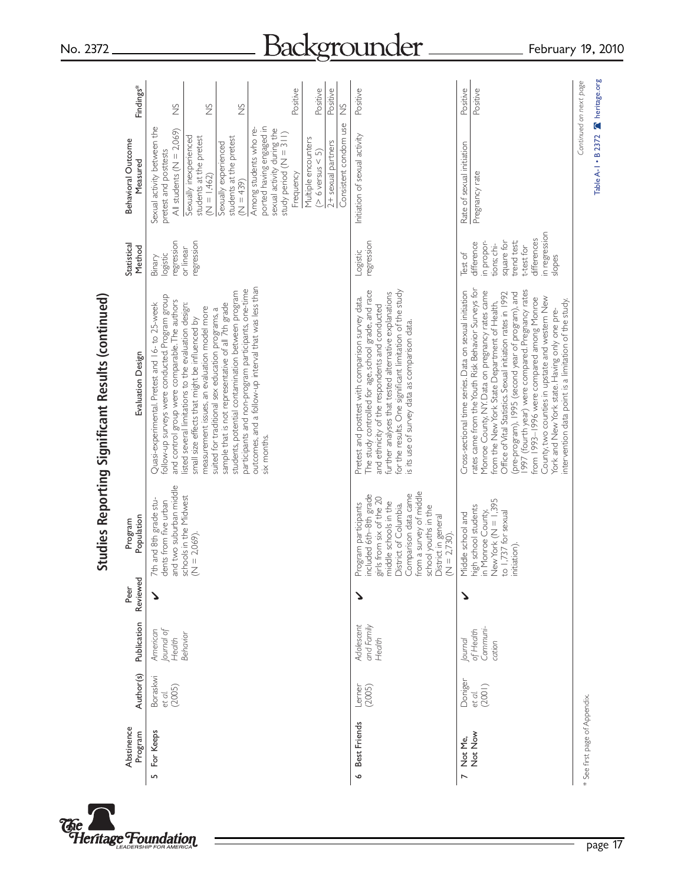# Studies Reporting Significant Results (continued)

| | Abstinence Program | Author(s) | Publication | Peer Reviewed | Program Population | Evaluation Design | Statistical Method | Behavioral Outcome Measured | Findings* |
|---|---|---|---|---|---|---|---|---|---|
| 5 | For Keeps | Boraskwi *et al.* (2005) | *American Journal of Health Behavior* | ✓ | 7th and 8th grade students from five urban and two suburban middle schools in the Midwest (N = 2,069). | Quasi-experimental. Pretest and 16- to 25-week follow-up surveys were conducted. Program group and control group were comparable. The authors listed several limitations to the evaluation design: small size effects that might be influenced by measurement issues, an evaluation model more suited for traditional sex education programs, a sample that is not representative of all 7th grade students, potential contamination between program participants and non-program participants, one-time outcomes, and a follow-up interval that was less than six months. | Binary logistic regression or linear regression | Sexual activity between the pretest and posttests | |
| | | | | | | | | All students (N = 2,069) | NS |
| | | | | | | | | Sexually inexperienced students at the pretest (N = 1,462) | NS |
| | | | | | | | | Sexually experienced students at the pretest (N = 439) | NS |
| | | | | | | | | Among students who reported having engaged in sexual activity during the study period (N = 311) | |
| | | | | | | | | Frequency | Positive |
| | | | | | | | | Multiple encounters (> 6 versus < 5) | Positive |
| | | | | | | | | 2+ sexual partners | Positive |
| | | | | | | | | Consistent condom use | NS |
| 6 | Best Friends | Lerner (2005) | *Adolescent and Family Health* | ✓ | Program participants included 6th–8th grade girls from six of the 20 middle schools in the District of Columbia. Comparison data came from a survey of middle school youths in the District in general (N = 2,730). | Pretest and posttest with comparison survey data. The study controlled for age, school grade, and race and ethnicity of the respondents and conducted further analyses that tested alternative explanations for the results. One significant limitation of the study is its use of survey data as comparison data. | Logistic regression | Initiation of sexual activity | Positive |
| 7 | Not Me, Not Now | Doniger *et al.* (2001) | *Journal of Health Communication* | ✓ | Middle school and high school students in Monroe County, New York (N = 1,395 to 1,737 for sexual initiation). | Cross-sectional time series. Data on sexual initiation rates came from the Youth Risk Behavior Surveys for Monroe County, NY. Data on pregnancy rates came from the New York State Department of Health, Office of Vital Statistics. Sexual initiation rates in 1992 (pre-program), 1995 (second year of program), and 1997 (fourth year) were compared. Pregnancy rates from 1993–1996 were compared among Monroe County, two counties in upstate and western New York and New York state. Having only one pre-intervention data point is a limitation of the study. | Test of difference in proportions; chi-square for trend test; t-test for differences in regression slopes | Rate of sexual initiation | Positive |
| | | | | | | | | Pregnancy rate | Positive |

\* See first page of Appendix.

Continued on next page

Table A-1 • B 2372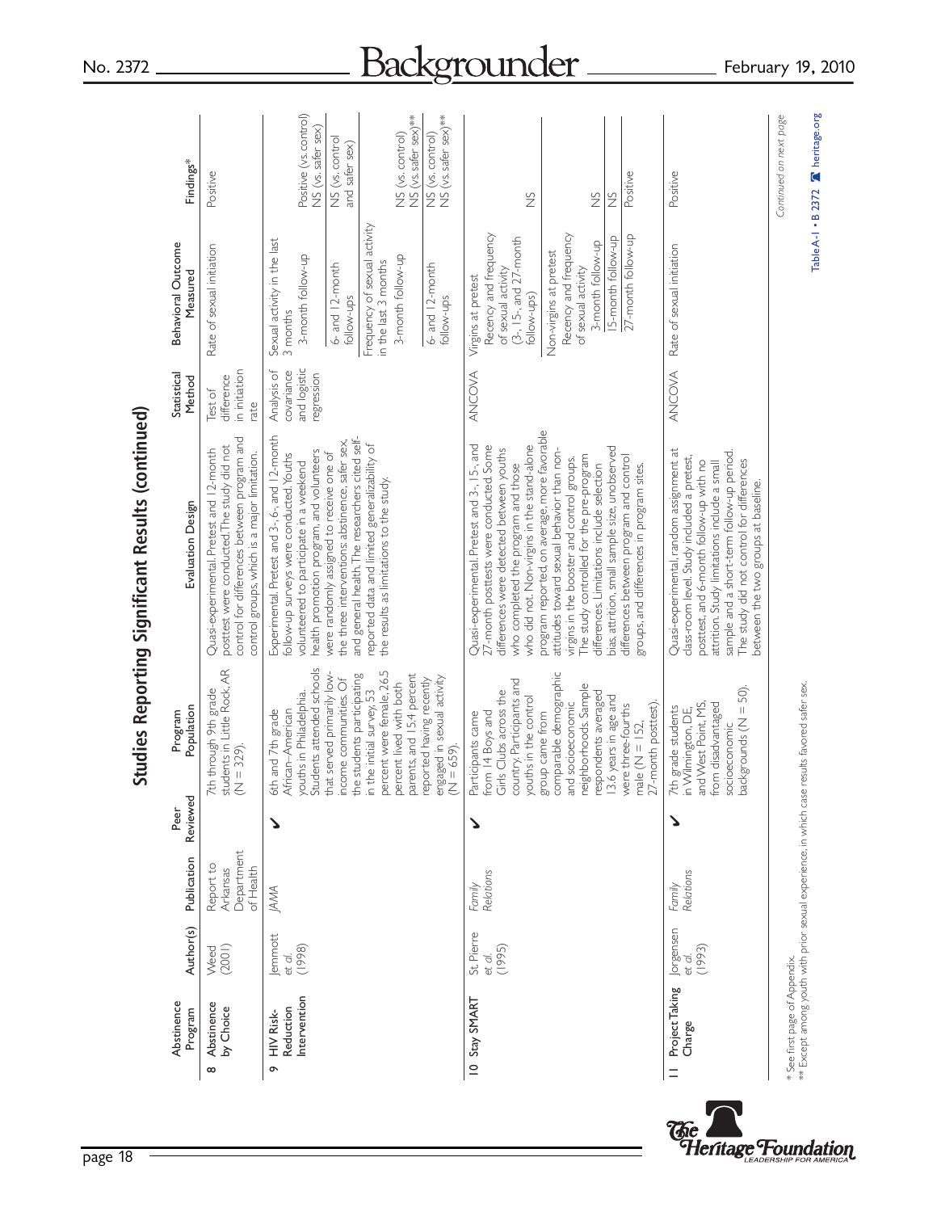## Studies Reporting Significant Results (continued)

| | Abstinence Program | Author(s) | Publication | Peer Reviewed | Program Population | Evaluation Design | Statistical Method | Behavioral Outcome Measured | Findings* |
|---|---|---|---|---|---|---|---|---|---|
| 8 | Abstinence by Choice | Weed (2001) | Report to Arkansas Department of Health | | 7th through 9th grade students in Little Rock, AR (N = 329). | Quasi-experimental. Pretest and 12-month posttest were conducted. The study did not control for differences between program and control groups, which is a major limitation. | Test of difference in initiation rate | Rate of sexual initiation | Positive |
| 9 | HIV Risk-Reduction Intervention | Jemmott *et al.* (1998) | *JAMA* | ✓ | 6th and 7th grade African–American youths in Philadelphia. Students attended schools that served primarily low-income communities. Of the students participating in the initial survey, 53 percent were female, 26.5 percent lived with both parents, and 15.4 percent reported having recently engaged in sexual activity (N = 659). | Experimental. Pretest and 3-, 6-, and 12-month follow-up surveys were conducted. Youths volunteered to participate in a weekend health promotion program, and volunteers were randomly assigned to receive one of the three interventions: abstinence, safer sex, and general health. The researchers cited self-reported data and limited generalizability of the results as limitations to the study. | Analysis of covariance and logistic regression | Sexual activity in the last 3 months | |
| | | | | | | | | 3-month follow-up | Positive (vs. control) NS (vs. safer sex) |
| | | | | | | | | 6- and 12-month follow-ups | NS (vs. control and safer sex) |
| | | | | | | | | Frequency of sexual activity in the last 3 months | |
| | | | | | | | | 3-month follow-up | NS (vs. control) NS (vs. safer sex)** |
| | | | | | | | | 6- and 12-month follow-ups | NS (vs. control) NS (vs. safer sex)** |
| 10 | Stay SMART | St. Pierre *et al.* (1995) | *Family Relations* | ✓ | Participants came from 14 Boys and Girls Clubs across the country. Participants and youths in the control group came from comparable demographic and socioeconomic neighborhoods. Sample respondents averaged 13.6 years in age and were three-fourths male (N = 152, 27-month posttest). | Quasi-experimental. Pretest and 3-, 15-, and 27-month posttests were conducted. Some differences were detected between youths who completed the program and those who did not. Non-virgins in the stand-alone program reported, on average, more favorable attitudes toward sexual behavior than non-virgins in the booster and control groups. The study controlled for the pre-program differences. Limitations include selection bias, attrition, small sample size, unobserved differences between program and control groups, and differences in program sites. | ANCOVA | Virgins at pretest | |
| | | | | | | | | Recency and frequency of sexual activity (3-, 15-, and 27-month follow-ups) | NS |
| | | | | | | | | Non-virgins at pretest | |
| | | | | | | | | Recency and frequency of sexual activity | |
| | | | | | | | | 3-month follow-up | NS |
| | | | | | | | | 15-month follow-up | NS |
| | | | | | | | | 27-month follow-up | Positive |
| 11 | Project Taking Charge | Jorgensen *et al.* (1993) | *Family Relations* | ✓ | 7th grade students in Wilmington, DE, and West Point, MS, from disadvantaged socioeconomic backgrounds (N = 50). | Quasi-experimental, random assignment at class-room level. Study included a pretest, posttest, and 6-month follow-up with no attrition. Study limitations include a small sample and a short-term follow-up period. The study did not control for differences between the two groups at baseline. | ANCOVA | Rate of sexual initiation | Positive |

* See first page of Appendix.

** Except among youth with prior sexual experience, in which case results favored safer sex.

*Continued on next page*

Table A-1 • B 2372 heritage.org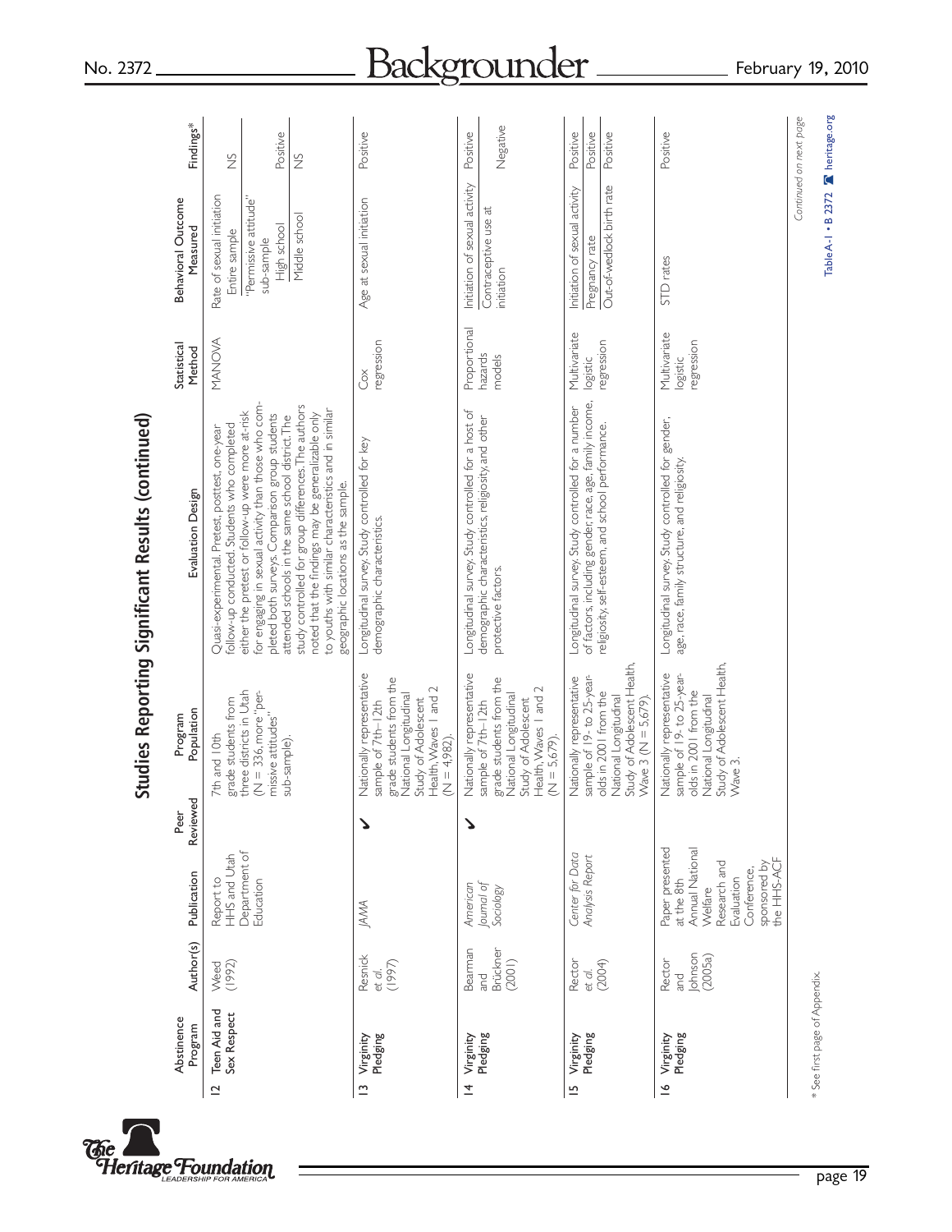# Studies Reporting Significant Results (continued)

| | Abstinence Program | Author(s) | Publication | Peer Reviewed | Program Population | Evaluation Design | Statistical Method | Behavioral Outcome Measured | Findings* |
|---|---|---|---|---|---|---|---|---|---|
| 12 | Teen Aid and Sex Respect | Weed (1992) | Report to HHS and Utah Department of Education | | 7th and 10th grade students from three districts in Utah (N = 336, more "permissive attitudes" sub-sample). | Quasi-experimental. Pretest, posttest, one-year follow-up conducted. Students who completed either the pretest or follow-up were more at-risk for engaging in sexual activity than those who completed both surveys. Comparison group students attended schools in the same school district. The study controlled for group differences. The authors noted that the findings may be generalizable only to youths with similar characteristics and in similar geographic locations as the sample. | MANOVA | Rate of sexual initiation | |
| | | | | | | | | Entire sample | NS |
| | | | | | | | | "Permissive attitude" sub-sample | |
| | | | | | | | | High school | Positive |
| | | | | | | | | Middle school | NS |
| 13 | Virginity Pledging | Resnick *et al.* (1997) | *JAMA* | ✓ | Nationally representative sample of 7th–12th grade students from the National Longitudinal Study of Adolescent Health, Waves 1 and 2 (N = 4,982). | Longitudinal survey. Study controlled for key demographic characteristics. | Cox regression | Age at sexual initiation | Positive |
| 14 | Virginity Pledging | Bearman and Brückner (2001) | *American Journal of Sociology* | ✓ | Nationally representative sample of 7th–12th grade students from the National Longitudinal Study of Adolescent Health, Waves 1 and 2 (N = 5,679). | Longitudinal survey. Study controlled for a host of demographic characteristics, religiosity, and other protective factors. | Proportional hazards models | Initiation of sexual activity | Positive |
| | | | | | | | | Contraceptive use at initiation | Negative |
| 15 | Virginity Pledging | Rector *et al.* (2004) | *Center for Data Analysis Report* | | Nationally representative sample of 19- to 25-year-olds in 2001 from the National Longitudinal Study of Adolescent Health, Wave 3 (N = 5,679). | Longitudinal survey. Study controlled for a number of factors, including gender, race, age, family income, religiosity, self-esteem, and school performance. | Multivariate logistic regression | Initiation of sexual activity | Positive |
| | | | | | | | | Pregnancy rate | Positive |
| | | | | | | | | Out-of-wedlock birth rate | Positive |
| 16 | Virginity Pledging | Rector and Johnson (2005a) | Paper presented at the 8th Annual National Welfare Research and Evaluation Conference, sponsored by the HHS-ACF | | Nationally representative sample of 19- to 25-year-olds in 2001 from the National Longitudinal Study of Adolescent Health, Wave 3. | Longitudinal survey. Study controlled for gender, age, race, family structure, and religiosity. | Multivariate logistic regression | STD rates | Positive |

\* See first page of Appendix.

*Continued on next page*

Table A-1 • B 2372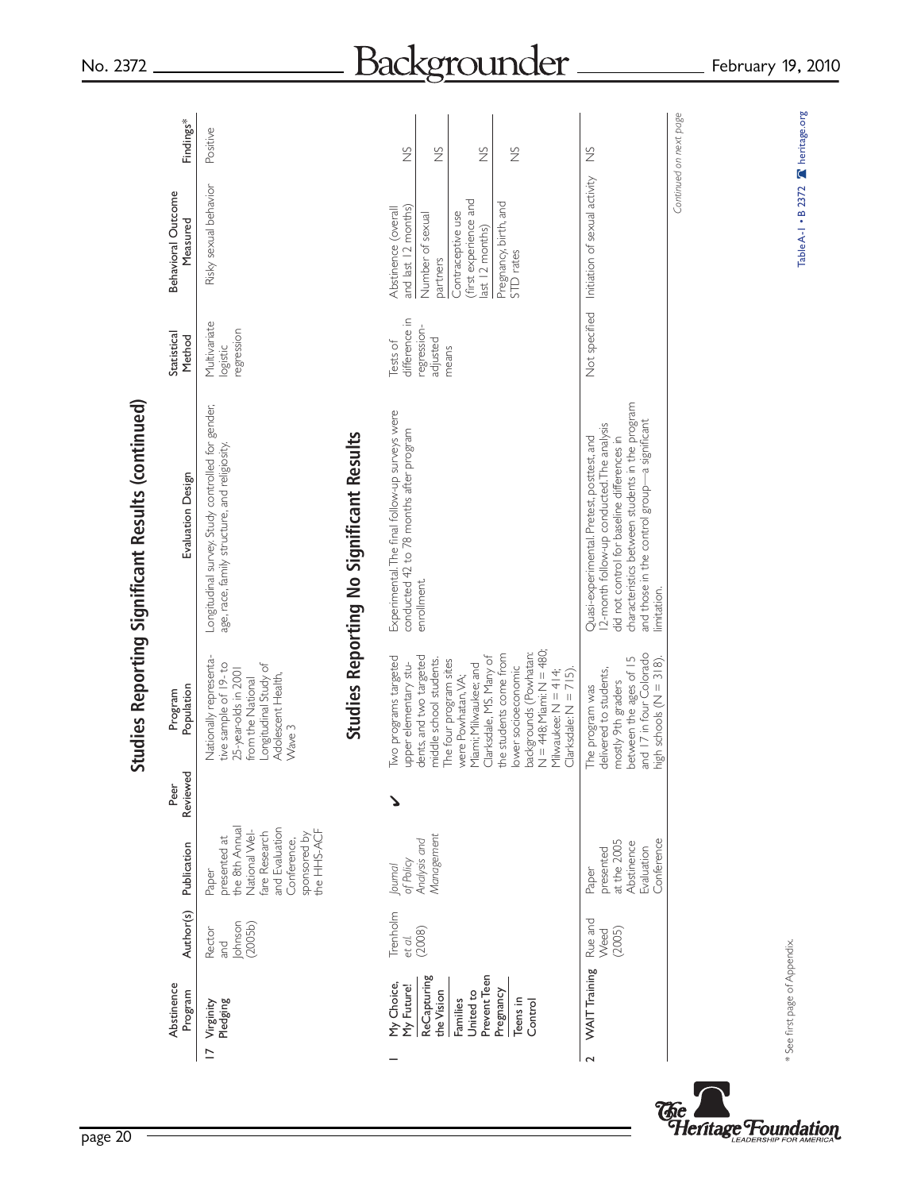## Studies Reporting Significant Results (continued)

| | Abstinence Program | Author(s) | Publication | Peer Reviewed | Program Population | Evaluation Design | Statistical Method | Behavioral Outcome Measured | Findings* |
|---|---|---|---|---|---|---|---|---|---|
| 17 | Virginity Pledging | Rector and Johnson (2005b) | Paper presented at the 8th Annual National Welfare Research and Evaluation Conference, sponsored by the HHS-ACF | | Nationally representative sample of 19- to 25-year-olds in 2001 from the National Longitudinal Study of Adolescent Health, Wave 3 | Longitudinal survey. Study controlled for gender, age, race, family structure, and religiosity. | Multivariate logistic regression | Risky sexual behavior | Positive |

## Studies Reporting No Significant Results

| | Abstinence Program | Author(s) | Publication | Peer Reviewed | Program Population | Evaluation Design | Statistical Method | Behavioral Outcome Measured | Findings* |
|---|---|---|---|---|---|---|---|---|---|
| 1 | My Choice, My Future! ReCapturing the Vision Families United to Prevent Teen Pregnancy Teens in Control | Trenholm *et al.* (2008) | *Journal of Policy Analysis and Management* | ✓ | Two programs targeted upper elementary students, and two targeted middle school students. The four program sites were Powhatan, VA; Miami; Milwaukee; and Clarksdale, MS. Many of the students come from lower socioeconomic backgrounds (Powhatan: N = 448; Miami: N = 480; Milwaukee: N = 414; Clarksdale: N = 715). | Experimental. The final follow-up surveys were conducted 42 to 78 months after program enrollment. | Tests of difference in regression-adjusted means | Abstinence (overall and last 12 months) | NS |
| | | | | | | | | Number of sexual partners | NS |
| | | | | | | | | Contraceptive use (first experience and last 12 months) | NS |
| | | | | | | | | Pregnancy, birth, and STD rates | NS |
| 2 | WAIT Training | Rue and Weed (2005) | Paper presented at the 2005 Abstinence Evaluation Conference | | The program was delivered to students, mostly 9th graders between the ages of 15 and 17 in four Colorado high schools (N = 318). | Quasi-experimental. Pretest, posttest, and 12-month follow-up conducted. The analysis did not control for baseline differences in characteristics between students in the program and those in the control group—a significant limitation. | Not specified | Initiation of sexual activity | NS |

*Continued on next page*

\* See first page of Appendix.

Table A-1 • B 2372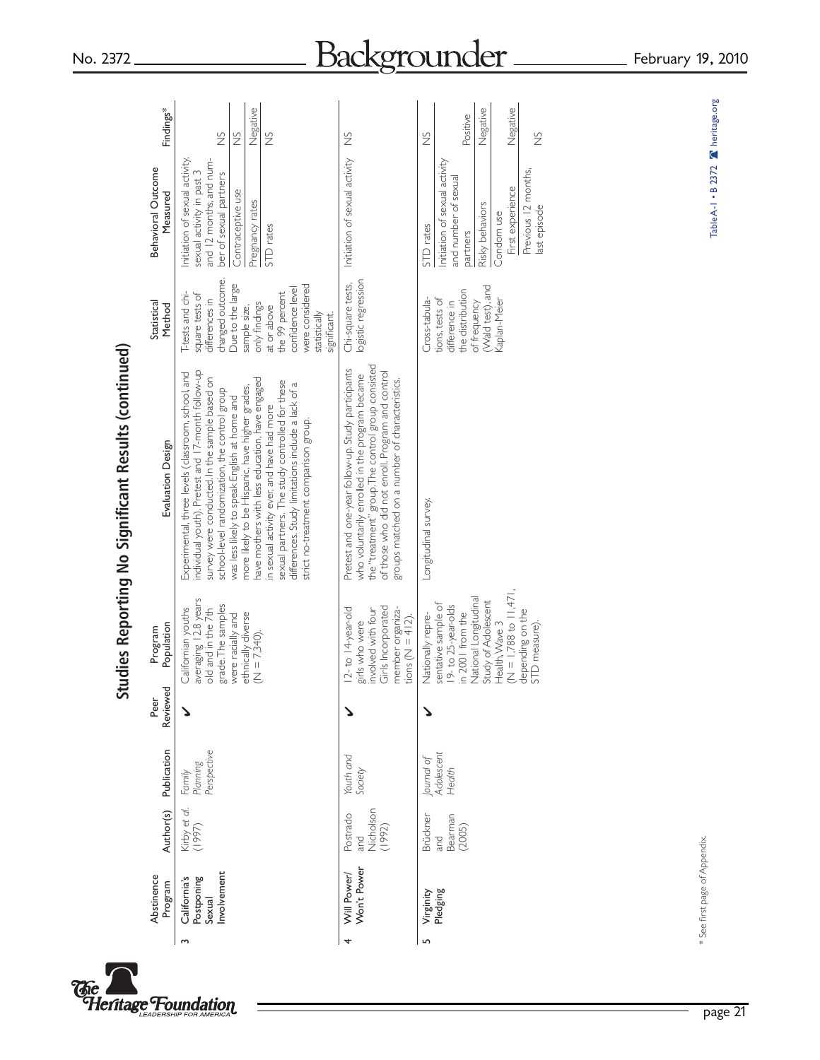## Studies Reporting No Significant Results (continued)

| | Abstinence Program | Author(s) | Publication | Peer Reviewed | Program Population | Evaluation Design | Statistical Method | Behavioral Outcome Measured | Findings* |
|---|---|---|---|---|---|---|---|---|---|
| 3 | California's Postponing Sexual Involvement | Kirby *et al.* (1997) | *Family Planning Perspective* | ✓ | Californian youths averaging 12.8 years old and in the 7th grade. The samples were racially and ethnically diverse (N = 7,340). | Experimental, three levels (classroom, school, and individual youth). Pretest and 17-month follow-up survey were conducted. In the sample based on school-level randomization, the control group was less likely to speak English at home and more likely to be Hispanic, have higher grades, have mothers with less education, have engaged in sexual activity ever, and have had more sexual partners. The study controlled for these differences. Study limitations include a lack of a strict no-treatment comparison group. | T-tests and chi-square tests of differences in changed outcome. Due to the large sample size, only findings at or above the 99 percent confidence level were considered statistically significant. | Initiation of sexual activity, sexual activity in past 3 and 12 months, and number of sexual partners | NS |
| | | | | | | | | Contraceptive use | NS |
| | | | | | | | | Pregnancy rates | Negative |
| | | | | | | | | STD rates | NS |
| 4 | Will Power/ Won't Power | Postrado and Nicholson (1992) | *Youth and Society* | ✓ | 12- to 14-year-old girls who were involved with four Girls Incorporated member organizations (N = 412). | Pretest and one-year follow-up. Study participants who voluntarily enrolled in the program became the "treatment" group. The control group consisted of those who did not enroll. Program and control groups matched on a number of characteristics. | Chi-square tests, logistic regression | Initiation of sexual activity | NS |
| 5 | Virginity Pledging | Brückner and Bearman (2005) | *Journal of Adolescent Health* | ✓ | Nationally representative sample of 19- to 25-year-olds in 2001 from the National Longitudinal Study of Adolescent Health, Wave 3 (N = 1,788 to 11,471, depending on the STD measure). | Longitudinal survey. | Cross-tabulations, tests of difference in the distribution of frequency (Wald test), and Kaplan-Meier | STD rates | NS |
| | | | | | | | | Initiation of sexual activity and number of sexual partners | Positive |
| | | | | | | | | Risky behaviors | Negative |
| | | | | | | | | Condom use: First experience | Negative |
| | | | | | | | | Condom use: Previous 12 months, last episode | NS |

\* See first page of Appendix.

Table A-1 • B 2372 heritage.org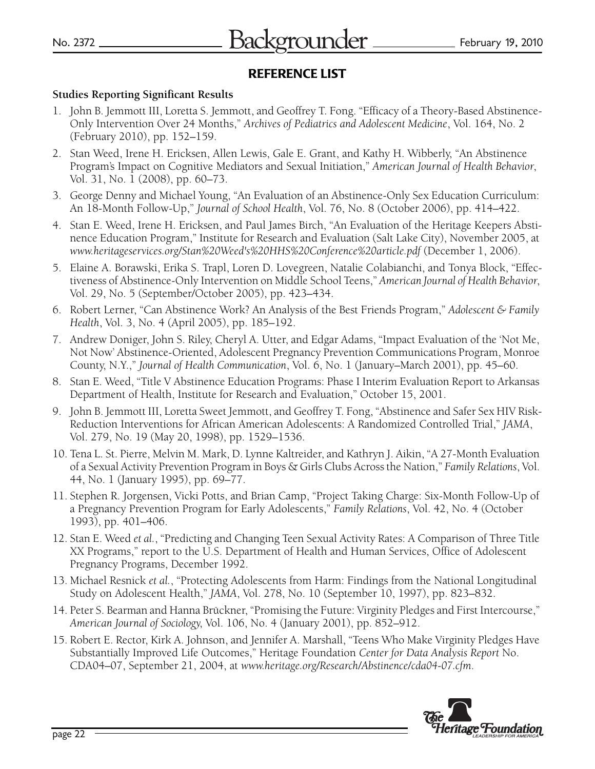## REFERENCE LIST

**Studies Reporting Significant Results**

1. John B. Jemmott III, Loretta S. Jemmott, and Geoffrey T. Fong. "Efficacy of a Theory-Based Abstinence-Only Intervention Over 24 Months," *Archives of Pediatrics and Adolescent Medicine*, Vol. 164, No. 2 (February 2010), pp. 152–159.
2. Stan Weed, Irene H. Ericksen, Allen Lewis, Gale E. Grant, and Kathy H. Wibberly, "An Abstinence Program's Impact on Cognitive Mediators and Sexual Initiation," *American Journal of Health Behavior*, Vol. 31, No. 1 (2008), pp. 60–73.
3. George Denny and Michael Young, "An Evaluation of an Abstinence-Only Sex Education Curriculum: An 18-Month Follow-Up," *Journal of School Health*, Vol. 76, No. 8 (October 2006), pp. 414–422.
4. Stan E. Weed, Irene H. Ericksen, and Paul James Birch, "An Evaluation of the Heritage Keepers Abstinence Education Program," Institute for Research and Evaluation (Salt Lake City), November 2005, at *www.heritageservices.org/Stan%20Weed's%20HHS%20Conference%20article.pdf* (December 1, 2006).
5. Elaine A. Borawski, Erika S. Trapl, Loren D. Lovegreen, Natalie Colabianchi, and Tonya Block, "Effectiveness of Abstinence-Only Intervention on Middle School Teens," *American Journal of Health Behavior*, Vol. 29, No. 5 (September/October 2005), pp. 423–434.
6. Robert Lerner, "Can Abstinence Work? An Analysis of the Best Friends Program," *Adolescent & Family Health*, Vol. 3, No. 4 (April 2005), pp. 185–192.
7. Andrew Doniger, John S. Riley, Cheryl A. Utter, and Edgar Adams, "Impact Evaluation of the 'Not Me, Not Now' Abstinence-Oriented, Adolescent Pregnancy Prevention Communications Program, Monroe County, N.Y.," *Journal of Health Communication*, Vol. 6, No. 1 (January–March 2001), pp. 45–60.
8. Stan E. Weed, "Title V Abstinence Education Programs: Phase I Interim Evaluation Report to Arkansas Department of Health, Institute for Research and Evaluation," October 15, 2001.
9. John B. Jemmott III, Loretta Sweet Jemmott, and Geoffrey T. Fong, "Abstinence and Safer Sex HIV Risk-Reduction Interventions for African American Adolescents: A Randomized Controlled Trial," *JAMA*, Vol. 279, No. 19 (May 20, 1998), pp. 1529–1536.
10. Tena L. St. Pierre, Melvin M. Mark, D. Lynne Kaltreider, and Kathryn J. Aikin, "A 27-Month Evaluation of a Sexual Activity Prevention Program in Boys & Girls Clubs Across the Nation," *Family Relations*, Vol. 44, No. 1 (January 1995), pp. 69–77.
11. Stephen R. Jorgensen, Vicki Potts, and Brian Camp, "Project Taking Charge: Six-Month Follow-Up of a Pregnancy Prevention Program for Early Adolescents," *Family Relations*, Vol. 42, No. 4 (October 1993), pp. 401–406.
12. Stan E. Weed *et al.*, "Predicting and Changing Teen Sexual Activity Rates: A Comparison of Three Title XX Programs," report to the U.S. Department of Health and Human Services, Office of Adolescent Pregnancy Programs, December 1992.
13. Michael Resnick *et al.*, "Protecting Adolescents from Harm: Findings from the National Longitudinal Study on Adolescent Health," *JAMA*, Vol. 278, No. 10 (September 10, 1997), pp. 823–832.
14. Peter S. Bearman and Hanna Brückner, "Promising the Future: Virginity Pledges and First Intercourse," *American Journal of Sociology*, Vol. 106, No. 4 (January 2001), pp. 852–912.
15. Robert E. Rector, Kirk A. Johnson, and Jennifer A. Marshall, "Teens Who Make Virginity Pledges Have Substantially Improved Life Outcomes," Heritage Foundation *Center for Data Analysis Report* No. CDA04–07, September 21, 2004, at *www.heritage.org/Research/Abstinence/cda04-07.cfm*.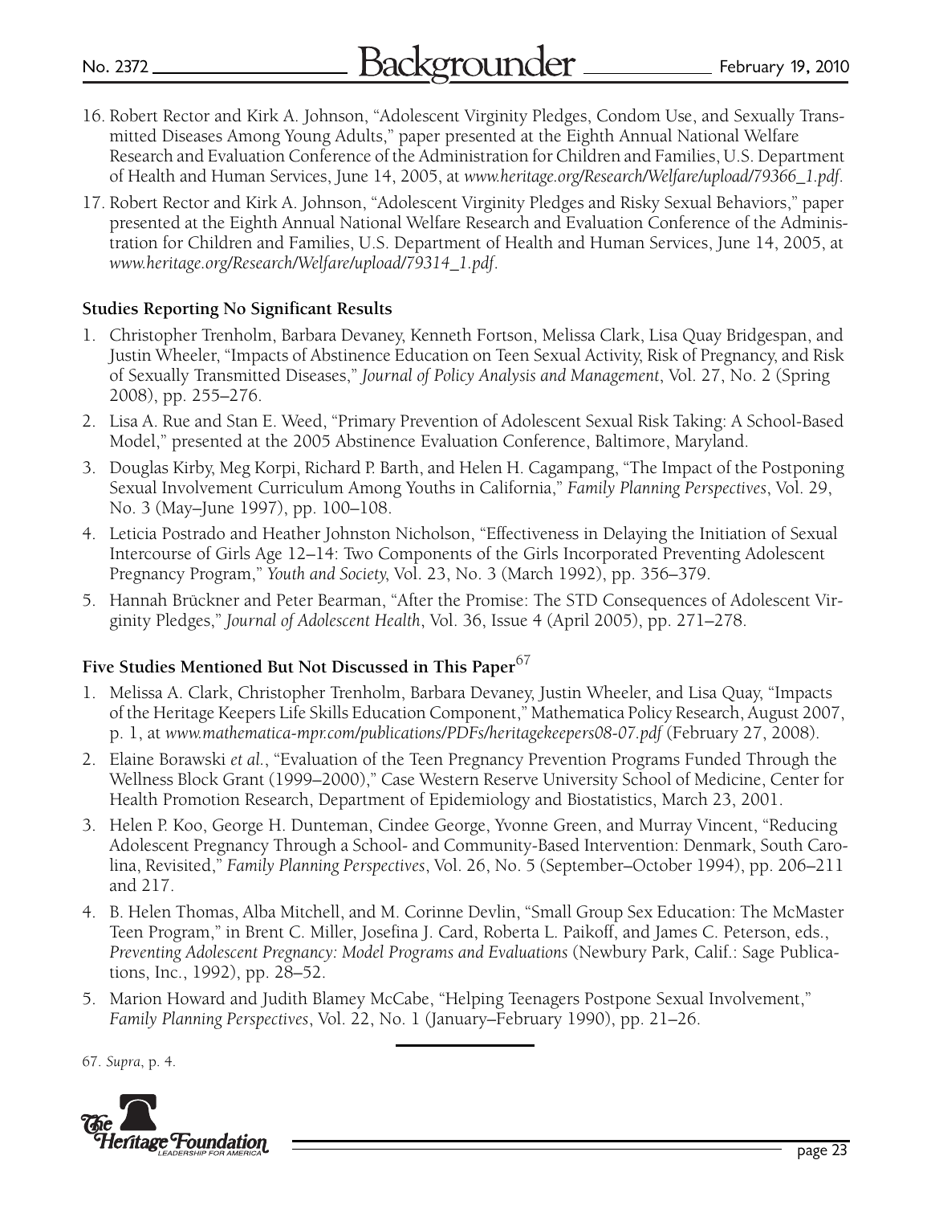16. Robert Rector and Kirk A. Johnson, "Adolescent Virginity Pledges, Condom Use, and Sexually Transmitted Diseases Among Young Adults," paper presented at the Eighth Annual National Welfare Research and Evaluation Conference of the Administration for Children and Families, U.S. Department of Health and Human Services, June 14, 2005, at *www.heritage.org/Research/Welfare/upload/79366_1.pdf*.
17. Robert Rector and Kirk A. Johnson, "Adolescent Virginity Pledges and Risky Sexual Behaviors," paper presented at the Eighth Annual National Welfare Research and Evaluation Conference of the Administration for Children and Families, U.S. Department of Health and Human Services, June 14, 2005, at *www.heritage.org/Research/Welfare/upload/79314_1.pdf*.

**Studies Reporting No Significant Results**

1. Christopher Trenholm, Barbara Devaney, Kenneth Fortson, Melissa Clark, Lisa Quay Bridgespan, and Justin Wheeler, "Impacts of Abstinence Education on Teen Sexual Activity, Risk of Pregnancy, and Risk of Sexually Transmitted Diseases," *Journal of Policy Analysis and Management*, Vol. 27, No. 2 (Spring 2008), pp. 255–276.
2. Lisa A. Rue and Stan E. Weed, "Primary Prevention of Adolescent Sexual Risk Taking: A School-Based Model," presented at the 2005 Abstinence Evaluation Conference, Baltimore, Maryland.
3. Douglas Kirby, Meg Korpi, Richard P. Barth, and Helen H. Cagampang, "The Impact of the Postponing Sexual Involvement Curriculum Among Youths in California," *Family Planning Perspectives*, Vol. 29, No. 3 (May–June 1997), pp. 100–108.
4. Leticia Postrado and Heather Johnston Nicholson, "Effectiveness in Delaying the Initiation of Sexual Intercourse of Girls Age 12–14: Two Components of the Girls Incorporated Preventing Adolescent Pregnancy Program," *Youth and Society*, Vol. 23, No. 3 (March 1992), pp. 356–379.
5. Hannah Brückner and Peter Bearman, "After the Promise: The STD Consequences of Adolescent Virginity Pledges," *Journal of Adolescent Health*, Vol. 36, Issue 4 (April 2005), pp. 271–278.

**Five Studies Mentioned But Not Discussed in This Paper**[67]

1. Melissa A. Clark, Christopher Trenholm, Barbara Devaney, Justin Wheeler, and Lisa Quay, "Impacts of the Heritage Keepers Life Skills Education Component," Mathematica Policy Research, August 2007, p. 1, at *www.mathematica-mpr.com/publications/PDFs/heritagekeepers08-07.pdf* (February 27, 2008).
2. Elaine Borawski *et al.*, "Evaluation of the Teen Pregnancy Prevention Programs Funded Through the Wellness Block Grant (1999–2000)," Case Western Reserve University School of Medicine, Center for Health Promotion Research, Department of Epidemiology and Biostatistics, March 23, 2001.
3. Helen P. Koo, George H. Dunteman, Cindee George, Yvonne Green, and Murray Vincent, "Reducing Adolescent Pregnancy Through a School- and Community-Based Intervention: Denmark, South Carolina, Revisited," *Family Planning Perspectives*, Vol. 26, No. 5 (September–October 1994), pp. 206–211 and 217.
4. B. Helen Thomas, Alba Mitchell, and M. Corinne Devlin, "Small Group Sex Education: The McMaster Teen Program," in Brent C. Miller, Josefina J. Card, Roberta L. Paikoff, and James C. Peterson, eds., *Preventing Adolescent Pregnancy: Model Programs and Evaluations* (Newbury Park, Calif.: Sage Publications, Inc., 1992), pp. 28–52.
5. Marion Howard and Judith Blamey McCabe, "Helping Teenagers Postpone Sexual Involvement," *Family Planning Perspectives*, Vol. 22, No. 1 (January–February 1990), pp. 21–26.

67. *Supra*, p. 4.